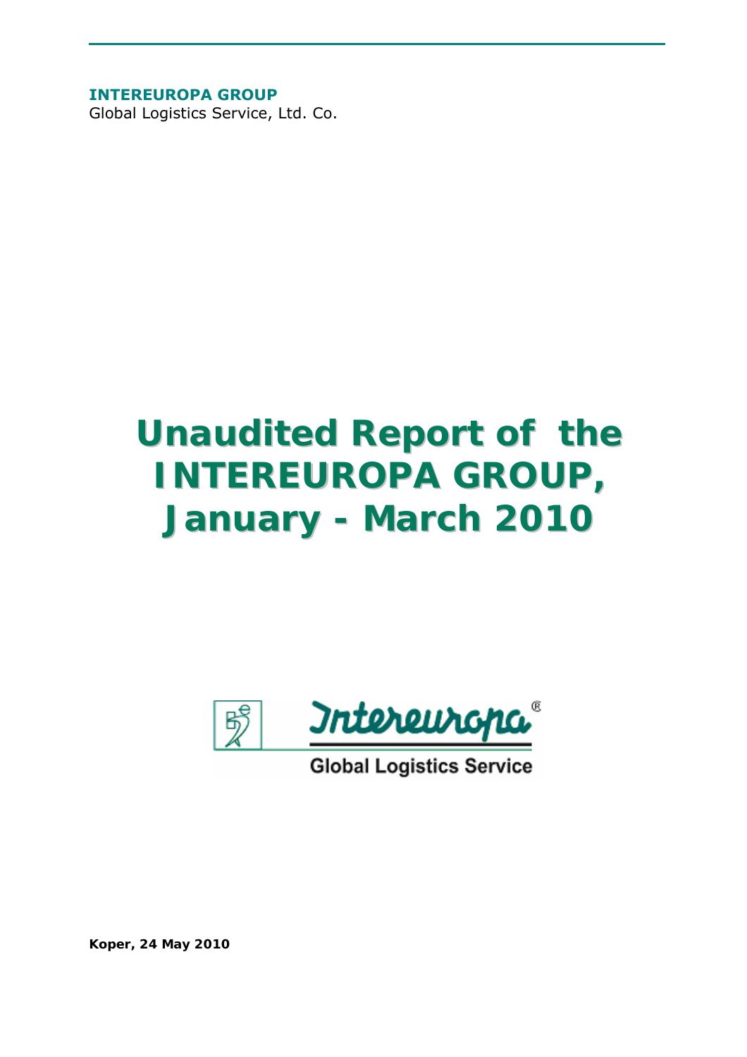**INTEREUROPA GROUP**
Global Logistics Service, Ltd. Co.

# Unaudited Report of the INTEREUROPA GROUP, January - March 2010

Intereuropa®
Global Logistics Service

**Koper, 24 May 2010**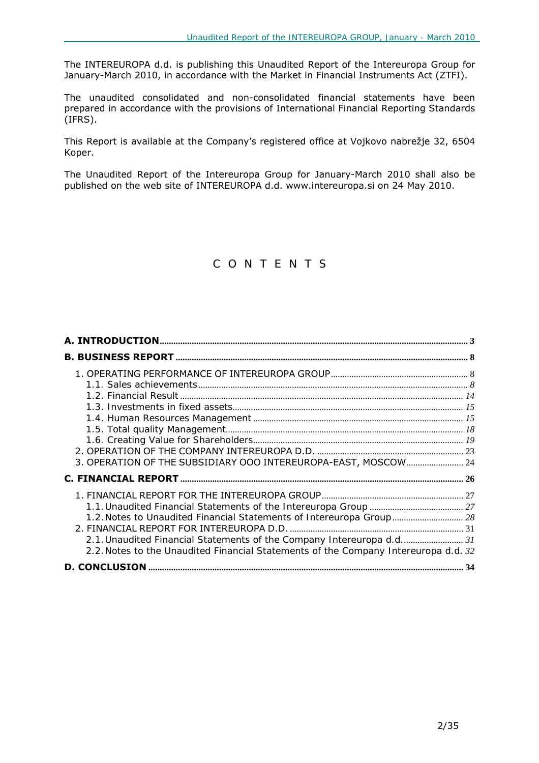The INTEREUROPA d.d. is publishing this Unaudited Report of the Intereuropa Group for January-March 2010, in accordance with the Market in Financial Instruments Act (ZTFI).

The unaudited consolidated and non-consolidated financial statements have been prepared in accordance with the provisions of International Financial Reporting Standards (IFRS).

This Report is available at the Company's registered office at Vojkovo nabrežje 32, 6504 Koper.

The Unaudited Report of the Intereuropa Group for January-March 2010 shall also be published on the web site of INTEREUROPA d.d. www.intereuropa.si on 24 May 2010.

# C O N T E N T S

**A. INTRODUCTION** ..... 3

**B. BUSINESS REPORT** ..... 8

1. OPERATING PERFORMANCE OF INTEREUROPA GROUP ..... 8
   - 1.1. Sales achievements ..... 8
   - 1.2. Financial Result ..... 14
   - 1.3. Investments in fixed assets ..... 15
   - 1.4. Human Resources Management ..... 15
   - 1.5. Total quality Management ..... 18
   - 1.6. Creating Value for Shareholders ..... 19
2. OPERATION OF THE COMPANY INTEREUROPA D.D. ..... 23
3. OPERATION OF THE SUBSIDIARY OOO INTEREUROPA-EAST, MOSCOW ..... 24

**C. FINANCIAL REPORT** ..... 26

1. FINANCIAL REPORT FOR THE INTEREUROPA GROUP ..... 27
   - 1.1. Unaudited Financial Statements of the Intereuropa Group ..... 27
   - 1.2. Notes to Unaudited Financial Statements of Intereuropa Group ..... 28
2. FINANCIAL REPORT FOR INTEREUROPA D.D. ..... 31
   - 2.1. Unaudited Financial Statements of the Company Intereuropa d.d. ..... 31
   - 2.2. Notes to the Unaudited Financial Statements of the Company Intereuropa d.d. ..... 32

**D. CONCLUSION** ..... 34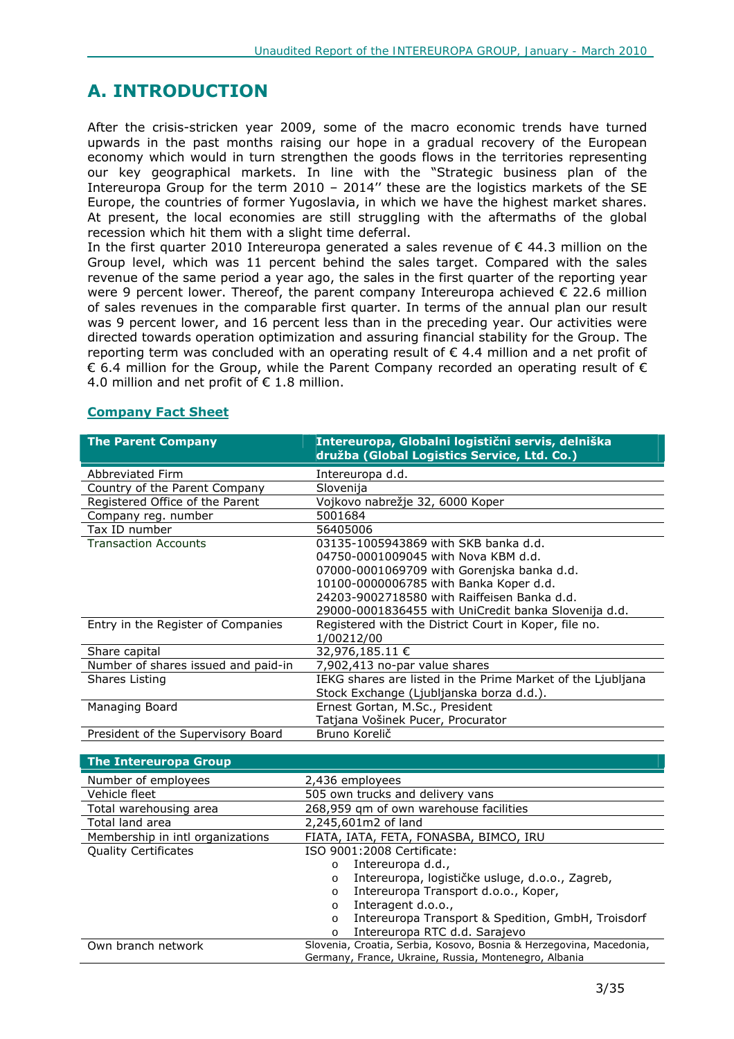# A. INTRODUCTION

After the crisis-stricken year 2009, some of the macro economic trends have turned upwards in the past months raising our hope in a gradual recovery of the European economy which would in turn strengthen the goods flows in the territories representing our key geographical markets. In line with the "Strategic business plan of the Intereuropa Group for the term 2010 – 2014'' these are the logistics markets of the SE Europe, the countries of former Yugoslavia, in which we have the highest market shares. At present, the local economies are still struggling with the aftermaths of the global recession which hit them with a slight time deferral.

In the first quarter 2010 Intereuropa generated a sales revenue of € 44.3 million on the Group level, which was 11 percent behind the sales target. Compared with the sales revenue of the same period a year ago, the sales in the first quarter of the reporting year were 9 percent lower. Thereof, the parent company Intereuropa achieved € 22.6 million of sales revenues in the comparable first quarter. In terms of the annual plan our result was 9 percent lower, and 16 percent less than in the preceding year. Our activities were directed towards operation optimization and assuring financial stability for the Group. The reporting term was concluded with an operating result of € 4.4 million and a net profit of € 6.4 million for the Group, while the Parent Company recorded an operating result of € 4.0 million and net profit of € 1.8 million.

## Company Fact Sheet

| The Parent Company | Intereuropa, Globalni logistični servis, delniška družba (Global Logistics Service, Ltd. Co.) |
|---|---|
| Abbreviated Firm | Intereuropa d.d. |
| Country of the Parent Company | Slovenija |
| Registered Office of the Parent | Vojkovo nabrežje 32, 6000 Koper |
| Company reg. number | 5001684 |
| Tax ID number | 56405006 |
| Transaction Accounts | 03135-1005943869 with SKB banka d.d.<br>04750-0001009045 with Nova KBM d.d.<br>07000-0001069709 with Gorenjska banka d.d.<br>10100-0000006785 with Banka Koper d.d.<br>24203-9002718580 with Raiffeisen Banka d.d.<br>29000-0001836455 with UniCredit banka Slovenija d.d. |
| Entry in the Register of Companies | Registered with the District Court in Koper, file no. 1/00212/00 |
| Share capital | 32,976,185.11 € |
| Number of shares issued and paid-in | 7,902,413 no-par value shares |
| Shares Listing | IEKG shares are listed in the Prime Market of the Ljubljana Stock Exchange (Ljubljanska borza d.d.). |
| Managing Board | Ernest Gortan, M.Sc., President<br>Tatjana Vošinek Pucer, Procurator |
| President of the Supervisory Board | Bruno Korelič |

| The Intereuropa Group | |
|---|---|
| Number of employees | 2,436 employees |
| Vehicle fleet | 505 own trucks and delivery vans |
| Total warehousing area | 268,959 qm of own warehouse facilities |
| Total land area | 2,245,601m2 of land |
| Membership in intl organizations | FIATA, IATA, FETA, FONASBA, BIMCO, IRU |
| Quality Certificates | ISO 9001:2008 Certificate:<br>o Intereuropa d.d.,<br>o Intereuropa, logističke usluge, d.o.o., Zagreb,<br>o Intereuropa Transport d.o.o., Koper,<br>o Interagent d.o.o.,<br>o Intereuropa Transport & Spedition, GmbH, Troisdorf<br>o Intereuropa RTC d.d. Sarajevo |
| Own branch network | Slovenia, Croatia, Serbia, Kosovo, Bosnia & Herzegovina, Macedonia, Germany, France, Ukraine, Russia, Montenegro, Albania |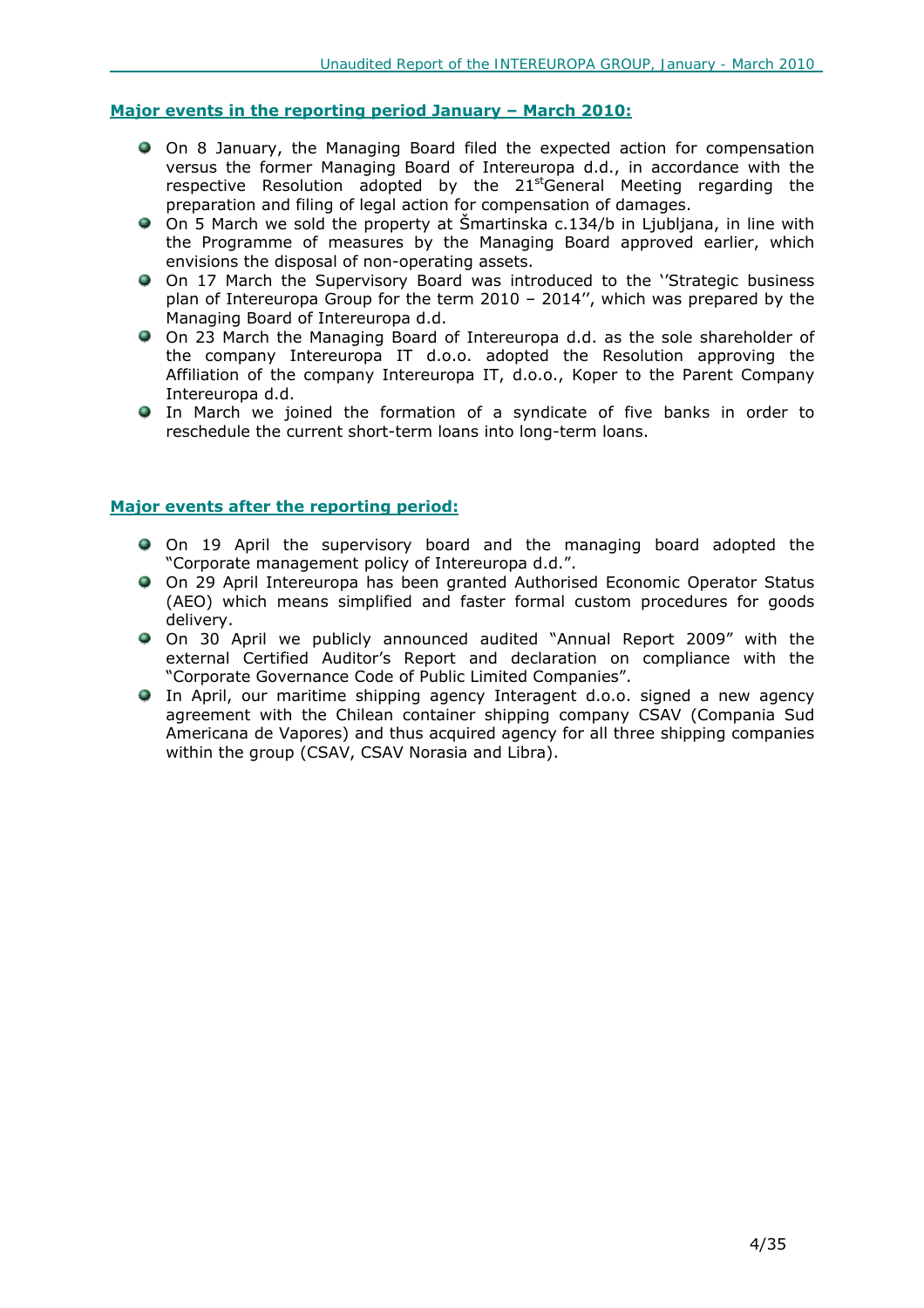## **Major events in the reporting period January – March 2010:**

- On 8 January, the Managing Board filed the expected action for compensation versus the former Managing Board of Intereuropa d.d., in accordance with the respective Resolution adopted by the 21st General Meeting regarding the preparation and filing of legal action for compensation of damages.
- On 5 March we sold the property at Šmartinska c.134/b in Ljubljana, in line with the Programme of measures by the Managing Board approved earlier, which envisions the disposal of non-operating assets.
- On 17 March the Supervisory Board was introduced to the ''Strategic business plan of Intereuropa Group for the term 2010 – 2014'', which was prepared by the Managing Board of Intereuropa d.d.
- On 23 March the Managing Board of Intereuropa d.d. as the sole shareholder of the company Intereuropa IT d.o.o. adopted the Resolution approving the Affiliation of the company Intereuropa IT, d.o.o., Koper to the Parent Company Intereuropa d.d.
- In March we joined the formation of a syndicate of five banks in order to reschedule the current short-term loans into long-term loans.

## **Major events after the reporting period:**

- On 19 April the supervisory board and the managing board adopted the "Corporate management policy of Intereuropa d.d.".
- On 29 April Intereuropa has been granted Authorised Economic Operator Status (AEO) which means simplified and faster formal custom procedures for goods delivery.
- On 30 April we publicly announced audited "Annual Report 2009" with the external Certified Auditor's Report and declaration on compliance with the "Corporate Governance Code of Public Limited Companies".
- In April, our maritime shipping agency Interagent d.o.o. signed a new agency agreement with the Chilean container shipping company CSAV (Compania Sud Americana de Vapores) and thus acquired agency for all three shipping companies within the group (CSAV, CSAV Norasia and Libra).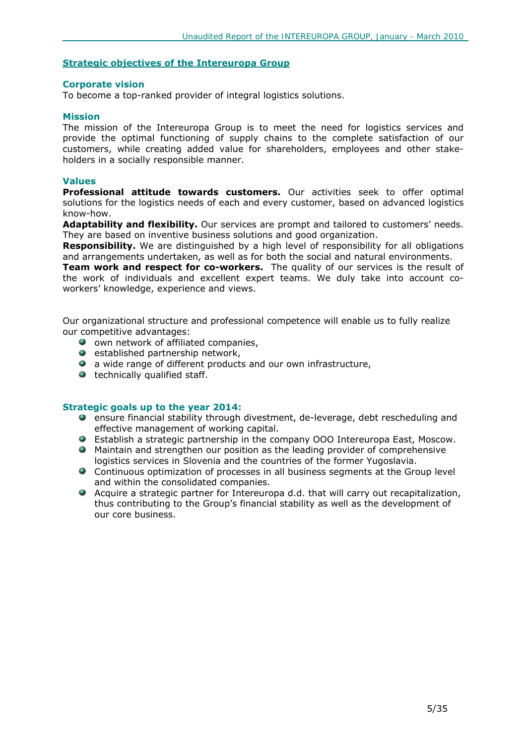## Strategic objectives of the Intereuropa Group

### Corporate vision

To become a top-ranked provider of integral logistics solutions.

### Mission

The mission of the Intereuropa Group is to meet the need for logistics services and provide the optimal functioning of supply chains to the complete satisfaction of our customers, while creating added value for shareholders, employees and other stake-holders in a socially responsible manner.

### Values

**Professional attitude towards customers.** Our activities seek to offer optimal solutions for the logistics needs of each and every customer, based on advanced logistics know-how.
**Adaptability and flexibility.** Our services are prompt and tailored to customers' needs. They are based on inventive business solutions and good organization.
**Responsibility.** We are distinguished by a high level of responsibility for all obligations and arrangements undertaken, as well as for both the social and natural environments.
**Team work and respect for co-workers.** The quality of our services is the result of the work of individuals and excellent expert teams. We duly take into account co-workers' knowledge, experience and views.

Our organizational structure and professional competence will enable us to fully realize our competitive advantages:

- own network of affiliated companies,
- established partnership network,
- a wide range of different products and our own infrastructure,
- technically qualified staff.

### Strategic goals up to the year 2014:

- ensure financial stability through divestment, de-leverage, debt rescheduling and effective management of working capital.
- Establish a strategic partnership in the company OOO Intereuropa East, Moscow.
- Maintain and strengthen our position as the leading provider of comprehensive logistics services in Slovenia and the countries of the former Yugoslavia.
- Continuous optimization of processes in all business segments at the Group level and within the consolidated companies.
- Acquire a strategic partner for Intereuropa d.d. that will carry out recapitalization, thus contributing to the Group's financial stability as well as the development of our core business.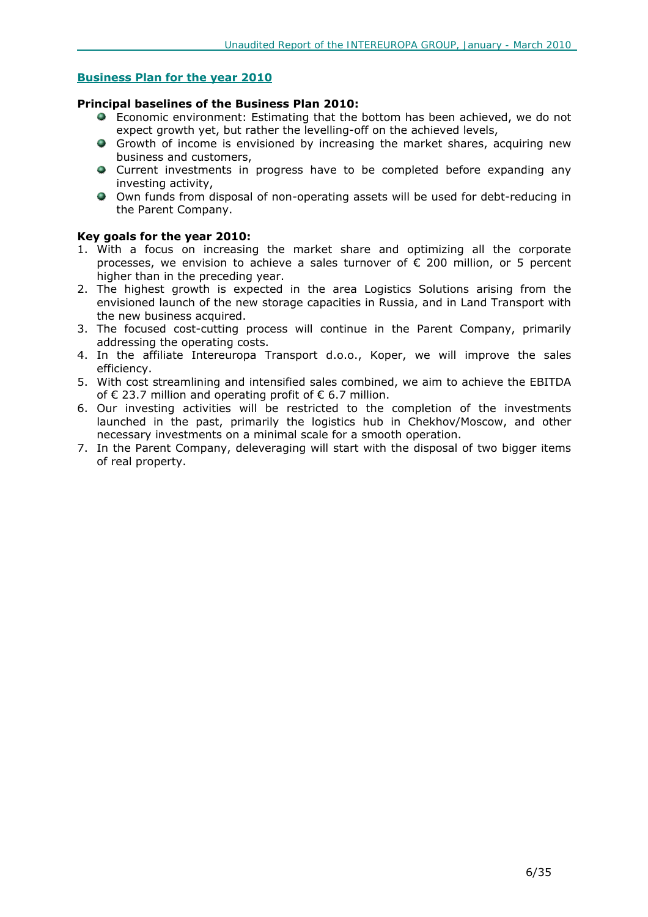## Business Plan for the year 2010

**Principal baselines of the Business Plan 2010:**

- Economic environment: Estimating that the bottom has been achieved, we do not expect growth yet, but rather the levelling-off on the achieved levels,
- Growth of income is envisioned by increasing the market shares, acquiring new business and customers,
- Current investments in progress have to be completed before expanding any investing activity,
- Own funds from disposal of non-operating assets will be used for debt-reducing in the Parent Company.

**Key goals for the year 2010:**

1. With a focus on increasing the market share and optimizing all the corporate processes, we envision to achieve a sales turnover of € 200 million, or 5 percent higher than in the preceding year.
2. The highest growth is expected in the area Logistics Solutions arising from the envisioned launch of the new storage capacities in Russia, and in Land Transport with the new business acquired.
3. The focused cost-cutting process will continue in the Parent Company, primarily addressing the operating costs.
4. In the affiliate Intereuropa Transport d.o.o., Koper, we will improve the sales efficiency.
5. With cost streamlining and intensified sales combined, we aim to achieve the EBITDA of € 23.7 million and operating profit of € 6.7 million.
6. Our investing activities will be restricted to the completion of the investments launched in the past, primarily the logistics hub in Chekhov/Moscow, and other necessary investments on a minimal scale for a smooth operation.
7. In the Parent Company, deleveraging will start with the disposal of two bigger items of real property.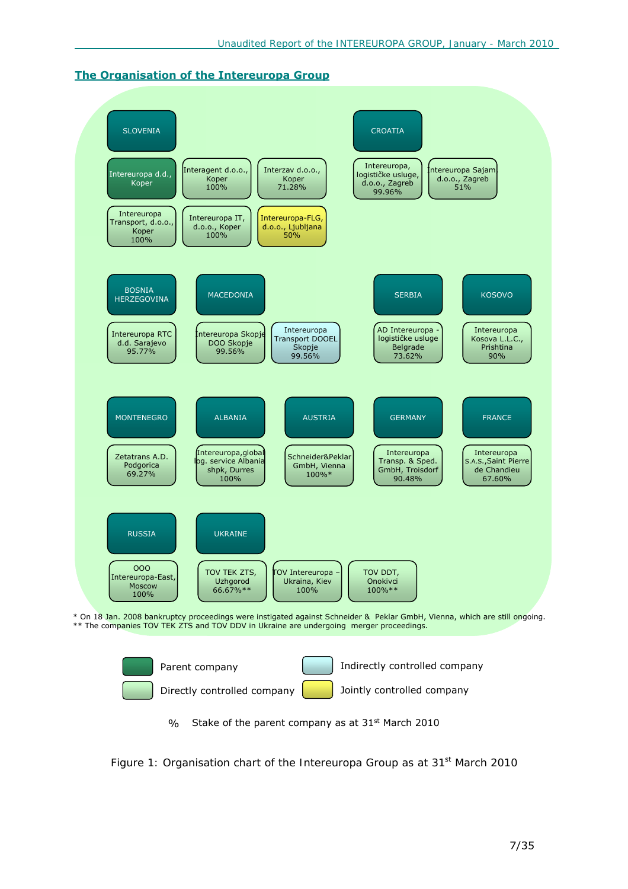## The Organisation of the Intereuropa Group

**SLOVENIA**
- Intereuropa d.d., Koper
- Interagent d.o.o., Koper 100%
- Interzav d.o.o., Koper 71.28%
- Intereuropa Transport, d.o.o., Koper 100%
- Intereuropa IT, d.o.o., Koper 100%
- Intereuropa-FLG, d.o.o., Ljubljana 50%

**CROATIA**
- Intereuropa, logističke usluge, d.o.o., Zagreb 99.96%
- Intereuropa Sajam d.o.o., Zagreb 51%

**BOSNIA HERZEGOVINA**
- Intereuropa RTC d.d. Sarajevo 95.77%

**MACEDONIA**
- Intereuropa Skopje DOO Skopje 99.56%
- Intereuropa Transport DOOEL Skopje 99.56%

**SERBIA**
- AD Intereuropa - logističke usluge Belgrade 73.62%

**KOSOVO**
- Intereuropa Kosova L.L.C., Prishtina 90%

**MONTENEGRO**
- Zetatrans A.D. Podgorica 69.27%

**ALBANIA**
- Intereuropa,global log. service Albania shpk, Durres 100%

**AUSTRIA**
- Schneider&Peklar GmbH, Vienna 100%*

**GERMANY**
- Intereuropa Transp. & Sped. GmbH, Troisdorf 90.48%

**FRANCE**
- Intereuropa S.A.S.,Saint Pierre de Chandieu 67.60%

**RUSSIA**
- OOO Intereuropa-East, Moscow 100%

**UKRAINE**
- TOV TEK ZTS, Uzhgorod 66.67%**
- TOV Intereuropa – Ukraina, Kiev 100%
- TOV DDT, Onokivci 100%**

\* On 18 Jan. 2008 bankruptcy proceedings were instigated against Schneider & Peklar GmbH, Vienna, which are still ongoing.
\*\* The companies TOV TEK ZTS and TOV DDV in Ukraine are undergoing merger proceedings.

Legend:
- Parent company
- Directly controlled company
- Indirectly controlled company
- Jointly controlled company

% Stake of the parent company as at 31st March 2010

Figure 1: Organisation chart of the Intereuropa Group as at 31st March 2010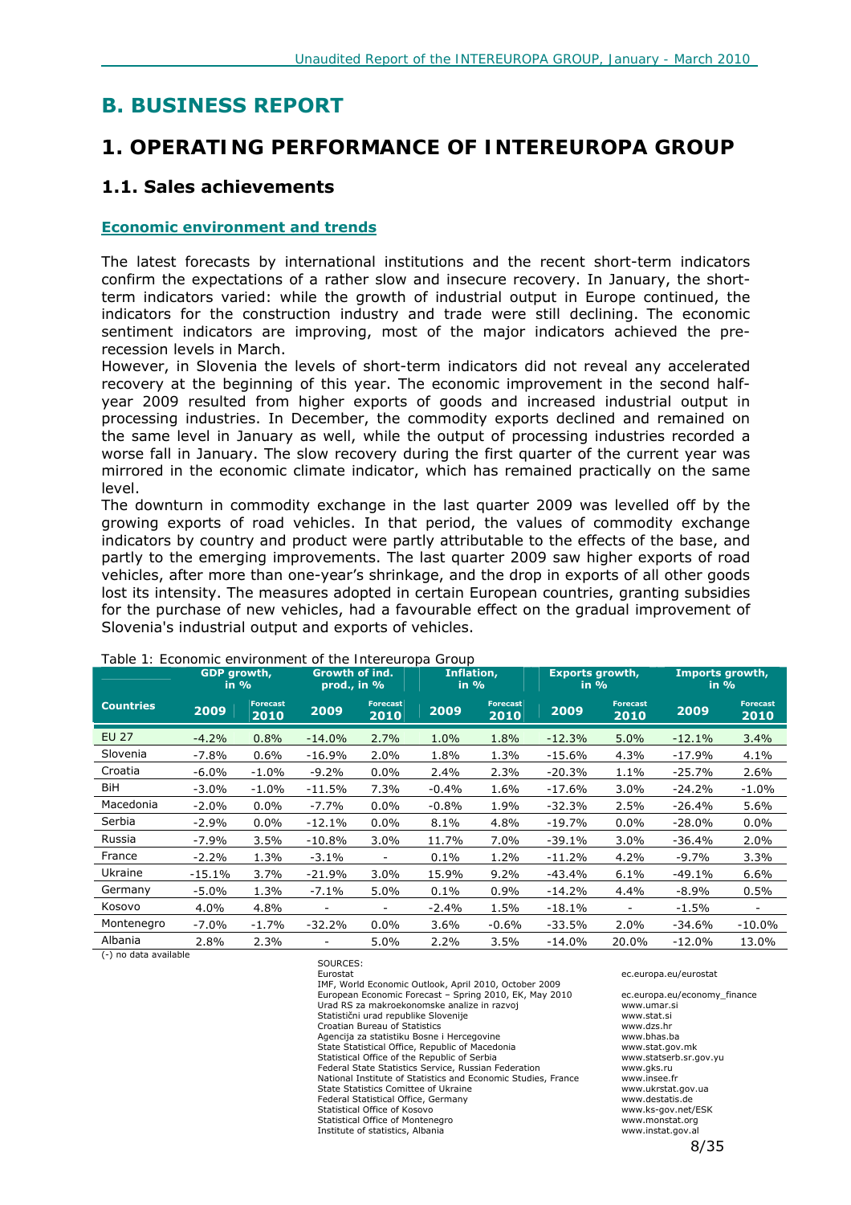# B. BUSINESS REPORT

# 1. OPERATING PERFORMANCE OF INTEREUROPA GROUP

## 1.1. Sales achievements

### Economic environment and trends

The latest forecasts by international institutions and the recent short-term indicators confirm the expectations of a rather slow and insecure recovery. In January, the short-term indicators varied: while the growth of industrial output in Europe continued, the indicators for the construction industry and trade were still declining. The economic sentiment indicators are improving, most of the major indicators achieved the pre-recession levels in March.

However, in Slovenia the levels of short-term indicators did not reveal any accelerated recovery at the beginning of this year. The economic improvement in the second half-year 2009 resulted from higher exports of goods and increased industrial output in processing industries. In December, the commodity exports declined and remained on the same level in January as well, while the output of processing industries recorded a worse fall in January. The slow recovery during the first quarter of the current year was mirrored in the economic climate indicator, which has remained practically on the same level.

The downturn in commodity exchange in the last quarter 2009 was levelled off by the growing exports of road vehicles. In that period, the values of commodity exchange indicators by country and product were partly attributable to the effects of the base, and partly to the emerging improvements. The last quarter 2009 saw higher exports of road vehicles, after more than one-year's shrinkage, and the drop in exports of all other goods lost its intensity. The measures adopted in certain European countries, granting subsidies for the purchase of new vehicles, had a favourable effect on the gradual improvement of Slovenia's industrial output and exports of vehicles.

Table 1: Economic environment of the Intereuropa Group

| | GDP growth, in % | | Growth of ind. prod., in % | | Inflation, in % | | Exports growth, in % | | Imports growth, in % | |
|---|---|---|---|---|---|---|---|---|---|---|
| **Countries** | **2009** | **Forecast 2010** | **2009** | **Forecast 2010** | **2009** | **Forecast 2010** | **2009** | **Forecast 2010** | **2009** | **Forecast 2010** |
| EU 27 | -4.2% | 0.8% | -14.0% | 2.7% | 1.0% | 1.8% | -12.3% | 5.0% | -12.1% | 3.4% |
| Slovenia | -7.8% | 0.6% | -16.9% | 2.0% | 1.8% | 1.3% | -15.6% | 4.3% | -17.9% | 4.1% |
| Croatia | -6.0% | -1.0% | -9.2% | 0.0% | 2.4% | 2.3% | -20.3% | 1.1% | -25.7% | 2.6% |
| BiH | -3.0% | -1.0% | -11.5% | 7.3% | -0.4% | 1.6% | -17.6% | 3.0% | -24.2% | -1.0% |
| Macedonia | -2.0% | 0.0% | -7.7% | 0.0% | -0.8% | 1.9% | -32.3% | 2.5% | -26.4% | 5.6% |
| Serbia | -2.9% | 0.0% | -12.1% | 0.0% | 8.1% | 4.8% | -19.7% | 0.0% | -28.0% | 0.0% |
| Russia | -7.9% | 3.5% | -10.8% | 3.0% | 11.7% | 7.0% | -39.1% | 3.0% | -36.4% | 2.0% |
| France | -2.2% | 1.3% | -3.1% | - | 0.1% | 1.2% | -11.2% | 4.2% | -9.7% | 3.3% |
| Ukraine | -15.1% | 3.7% | -21.9% | 3.0% | 15.9% | 9.2% | -43.4% | 6.1% | -49.1% | 6.6% |
| Germany | -5.0% | 1.3% | -7.1% | 5.0% | 0.1% | 0.9% | -14.2% | 4.4% | -8.9% | 0.5% |
| Kosovo | 4.0% | 4.8% | - | - | -2.4% | 1.5% | -18.1% | - | -1.5% | - |
| Montenegro | -7.0% | -1.7% | -32.2% | 0.0% | 3.6% | -0.6% | -33.5% | 2.0% | -34.6% | -10.0% |
| Albania | 2.8% | 2.3% | - | 5.0% | 2.2% | 3.5% | -14.0% | 20.0% | -12.0% | 13.0% |

(-) no data available

SOURCES:

| | |
|---|---|
| Eurostat | ec.europa.eu/eurostat |
| IMF, World Economic Outlook, April 2010, October 2009 | |
| European Economic Forecast – Spring 2010, EK, May 2010 | ec.europa.eu/economy_finance |
| Urad RS za makroekonomske analize in razvoj | www.umar.si |
| Statistični urad republike Slovenije | www.stat.si |
| Croatian Bureau of Statistics | www.dzs.hr |
| Agencija za statistiku Bosne i Hercegovine | www.bhas.ba |
| State Statistical Office, Republic of Macedonia | www.stat.gov.mk |
| Statistical Office of the Republic of Serbia | www.statserb.sr.gov.yu |
| Federal State Statistics Service, Russian Federation | www.gks.ru |
| National Institute of Statistics and Economic Studies, France | www.insee.fr |
| State Statistics Comittee of Ukraine | www.ukrstat.gov.ua |
| Federal Statistical Office, Germany | www.destatis.de |
| Statistical Office of Kosovo | www.ks-gov.net/ESK |
| Statistical Office of Montenegro | www.monstat.org |
| Institute of statistics, Albania | www.instat.gov.al |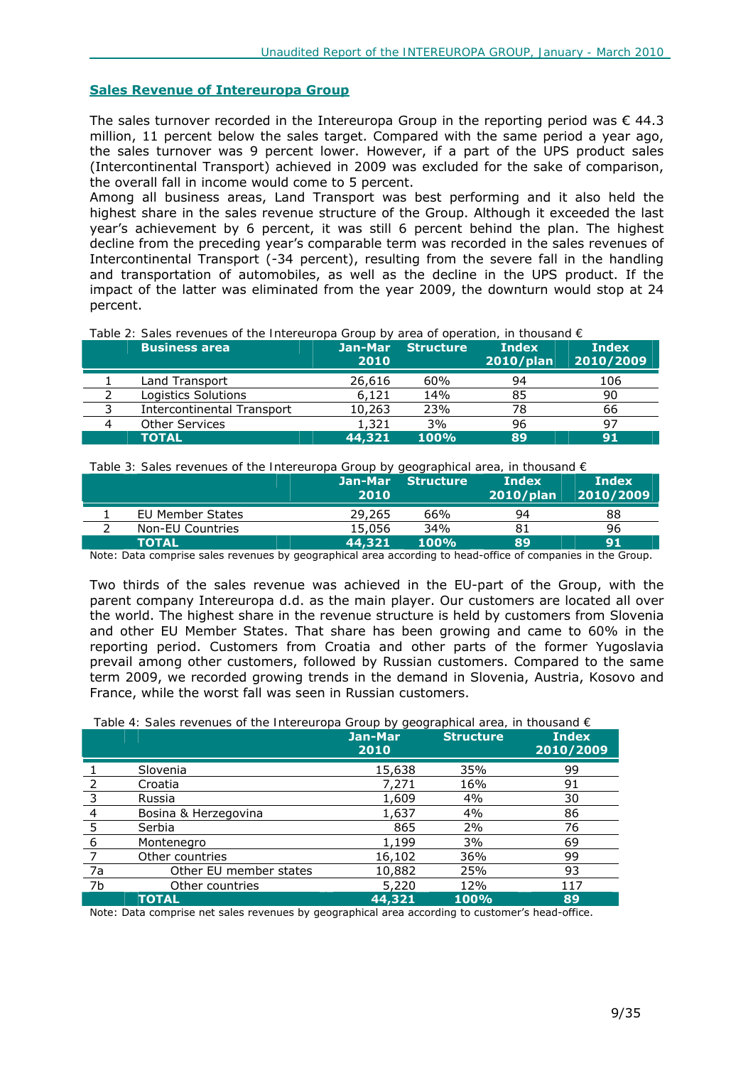## Sales Revenue of Intereuropa Group

The sales turnover recorded in the Intereuropa Group in the reporting period was € 44.3 million, 11 percent below the sales target. Compared with the same period a year ago, the sales turnover was 9 percent lower. However, if a part of the UPS product sales (Intercontinental Transport) achieved in 2009 was excluded for the sake of comparison, the overall fall in income would come to 5 percent.

Among all business areas, Land Transport was best performing and it also held the highest share in the sales revenue structure of the Group. Although it exceeded the last year's achievement by 6 percent, it was still 6 percent behind the plan. The highest decline from the preceding year's comparable term was recorded in the sales revenues of Intercontinental Transport (-34 percent), resulting from the severe fall in the handling and transportation of automobiles, as well as the decline in the UPS product. If the impact of the latter was eliminated from the year 2009, the downturn would stop at 24 percent.

Table 2: Sales revenues of the Intereuropa Group by area of operation, in thousand €

| | Business area | Jan-Mar 2010 | Structure | Index 2010/plan | Index 2010/2009 |
|---|---|---|---|---|---|
| 1 | Land Transport | 26,616 | 60% | 94 | 106 |
| 2 | Logistics Solutions | 6,121 | 14% | 85 | 90 |
| 3 | Intercontinental Transport | 10,263 | 23% | 78 | 66 |
| 4 | Other Services | 1,321 | 3% | 96 | 97 |
| | **TOTAL** | **44,321** | **100%** | **89** | **91** |

Table 3: Sales revenues of the Intereuropa Group by geographical area, in thousand €

| | | Jan-Mar 2010 | Structure | Index 2010/plan | Index 2010/2009 |
|---|---|---|---|---|---|
| 1 | EU Member States | 29,265 | 66% | 94 | 88 |
| 2 | Non-EU Countries | 15,056 | 34% | 81 | 96 |
| | **TOTAL** | **44,321** | **100%** | **89** | **91** |

Note: Data comprise sales revenues by geographical area according to head-office of companies in the Group.

Two thirds of the sales revenue was achieved in the EU-part of the Group, with the parent company Intereuropa d.d. as the main player. Our customers are located all over the world. The highest share in the revenue structure is held by customers from Slovenia and other EU Member States. That share has been growing and came to 60% in the reporting period. Customers from Croatia and other parts of the former Yugoslavia prevail among other customers, followed by Russian customers. Compared to the same term 2009, we recorded growing trends in the demand in Slovenia, Austria, Kosovo and France, while the worst fall was seen in Russian customers.

Table 4: Sales revenues of the Intereuropa Group by geographical area, in thousand €

| | | Jan-Mar 2010 | Structure | Index 2010/2009 |
|---|---|---|---|---|
| 1 | Slovenia | 15,638 | 35% | 99 |
| 2 | Croatia | 7,271 | 16% | 91 |
| 3 | Russia | 1,609 | 4% | 30 |
| 4 | Bosina & Herzegovina | 1,637 | 4% | 86 |
| 5 | Serbia | 865 | 2% | 76 |
| 6 | Montenegro | 1,199 | 3% | 69 |
| 7 | Other countries | 16,102 | 36% | 99 |
| 7a | Other EU member states | 10,882 | 25% | 93 |
| 7b | Other countries | 5,220 | 12% | 117 |
| | **TOTAL** | **44,321** | **100%** | **89** |

Note: Data comprise net sales revenues by geographical area according to customer's head-office.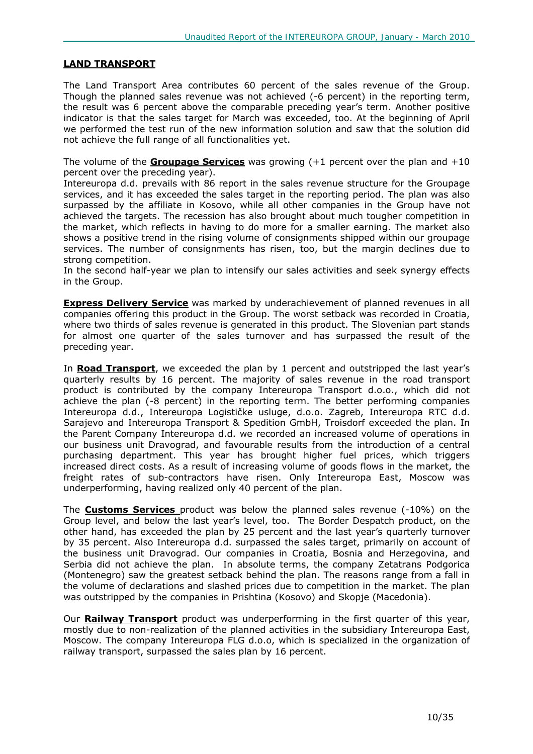## LAND TRANSPORT

The Land Transport Area contributes 60 percent of the sales revenue of the Group. Though the planned sales revenue was not achieved (-6 percent) in the reporting term, the result was 6 percent above the comparable preceding year's term. Another positive indicator is that the sales target for March was exceeded, too. At the beginning of April we performed the test run of the new information solution and saw that the solution did not achieve the full range of all functionalities yet.

The volume of the **Groupage Services** was growing (+1 percent over the plan and +10 percent over the preceding year).
Intereuropa d.d. prevails with 86 report in the sales revenue structure for the Groupage services, and it has exceeded the sales target in the reporting period. The plan was also surpassed by the affiliate in Kosovo, while all other companies in the Group have not achieved the targets. The recession has also brought about much tougher competition in the market, which reflects in having to do more for a smaller earning. The market also shows a positive trend in the rising volume of consignments shipped within our groupage services. The number of consignments has risen, too, but the margin declines due to strong competition.
In the second half-year we plan to intensify our sales activities and seek synergy effects in the Group.

**Express Delivery Service** was marked by underachievement of planned revenues in all companies offering this product in the Group. The worst setback was recorded in Croatia, where two thirds of sales revenue is generated in this product. The Slovenian part stands for almost one quarter of the sales turnover and has surpassed the result of the preceding year.

In **Road Transport**, we exceeded the plan by 1 percent and outstripped the last year's quarterly results by 16 percent. The majority of sales revenue in the road transport product is contributed by the company Intereuropa Transport d.o.o., which did not achieve the plan (-8 percent) in the reporting term. The better performing companies Intereuropa d.d., Intereuropa Logističke usluge, d.o.o. Zagreb, Intereuropa RTC d.d. Sarajevo and Intereuropa Transport & Spedition GmbH, Troisdorf exceeded the plan. In the Parent Company Intereuropa d.d. we recorded an increased volume of operations in our business unit Dravograd, and favourable results from the introduction of a central purchasing department. This year has brought higher fuel prices, which triggers increased direct costs. As a result of increasing volume of goods flows in the market, the freight rates of sub-contractors have risen. Only Intereuropa East, Moscow was underperforming, having realized only 40 percent of the plan.

The **Customs Services** product was below the planned sales revenue (-10%) on the Group level, and below the last year's level, too. The Border Despatch product, on the other hand, has exceeded the plan by 25 percent and the last year's quarterly turnover by 35 percent. Also Intereuropa d.d. surpassed the sales target, primarily on account of the business unit Dravograd. Our companies in Croatia, Bosnia and Herzegovina, and Serbia did not achieve the plan. In absolute terms, the company Zetatrans Podgorica (Montenegro) saw the greatest setback behind the plan. The reasons range from a fall in the volume of declarations and slashed prices due to competition in the market. The plan was outstripped by the companies in Prishtina (Kosovo) and Skopje (Macedonia).

Our **Railway Transport** product was underperforming in the first quarter of this year, mostly due to non-realization of the planned activities in the subsidiary Intereuropa East, Moscow. The company Intereuropa FLG d.o.o, which is specialized in the organization of railway transport, surpassed the sales plan by 16 percent.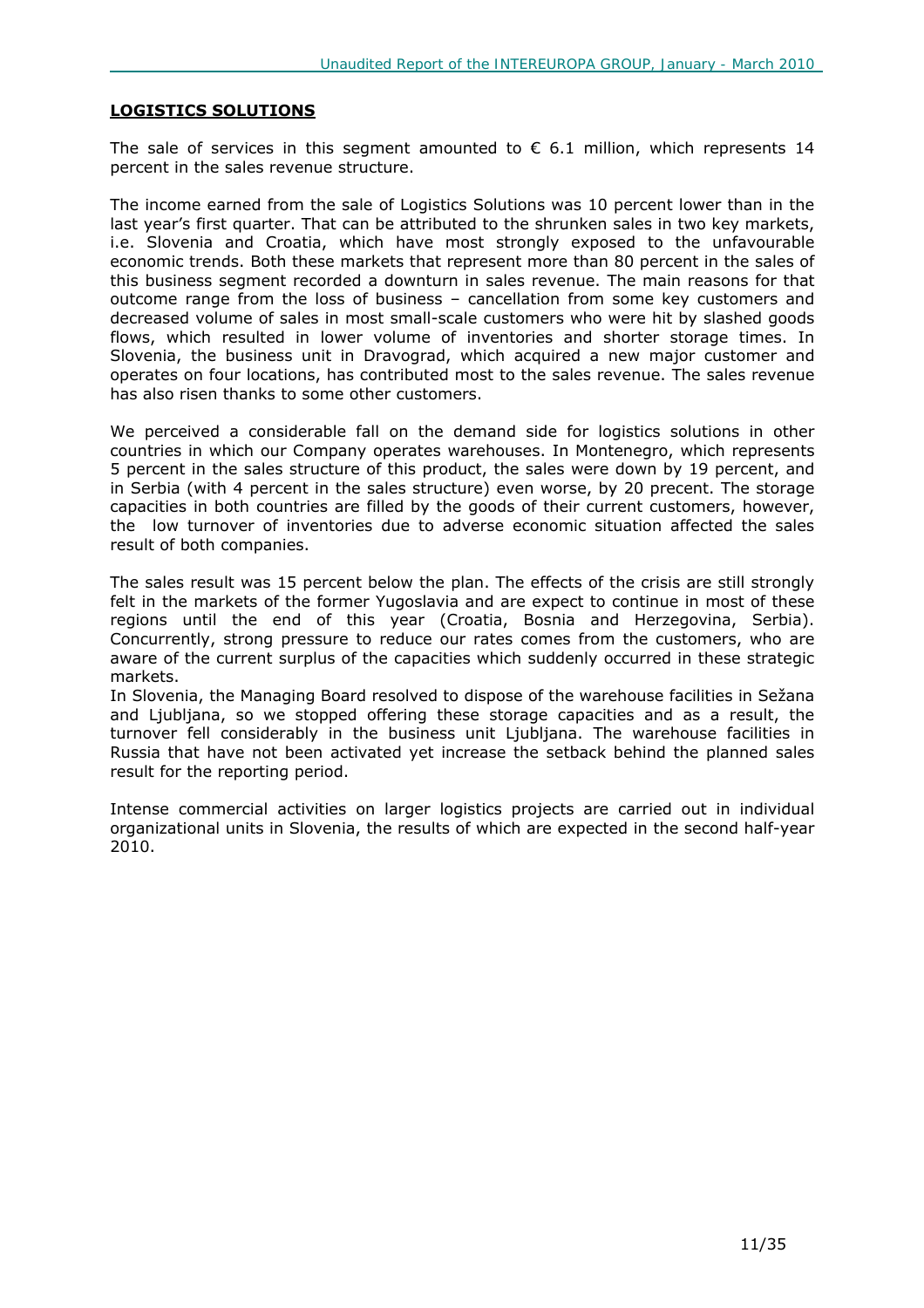## **LOGISTICS SOLUTIONS**

The sale of services in this segment amounted to € 6.1 million, which represents 14 percent in the sales revenue structure.

The income earned from the sale of Logistics Solutions was 10 percent lower than in the last year's first quarter. That can be attributed to the shrunken sales in two key markets, i.e. Slovenia and Croatia, which have most strongly exposed to the unfavourable economic trends. Both these markets that represent more than 80 percent in the sales of this business segment recorded a downturn in sales revenue. The main reasons for that outcome range from the loss of business – cancellation from some key customers and decreased volume of sales in most small-scale customers who were hit by slashed goods flows, which resulted in lower volume of inventories and shorter storage times. In Slovenia, the business unit in Dravograd, which acquired a new major customer and operates on four locations, has contributed most to the sales revenue. The sales revenue has also risen thanks to some other customers.

We perceived a considerable fall on the demand side for logistics solutions in other countries in which our Company operates warehouses. In Montenegro, which represents 5 percent in the sales structure of this product, the sales were down by 19 percent, and in Serbia (with 4 percent in the sales structure) even worse, by 20 precent. The storage capacities in both countries are filled by the goods of their current customers, however, the low turnover of inventories due to adverse economic situation affected the sales result of both companies.

The sales result was 15 percent below the plan. The effects of the crisis are still strongly felt in the markets of the former Yugoslavia and are expect to continue in most of these regions until the end of this year (Croatia, Bosnia and Herzegovina, Serbia). Concurrently, strong pressure to reduce our rates comes from the customers, who are aware of the current surplus of the capacities which suddenly occurred in these strategic markets.

In Slovenia, the Managing Board resolved to dispose of the warehouse facilities in Sežana and Ljubljana, so we stopped offering these storage capacities and as a result, the turnover fell considerably in the business unit Ljubljana. The warehouse facilities in Russia that have not been activated yet increase the setback behind the planned sales result for the reporting period.

Intense commercial activities on larger logistics projects are carried out in individual organizational units in Slovenia, the results of which are expected in the second half-year 2010.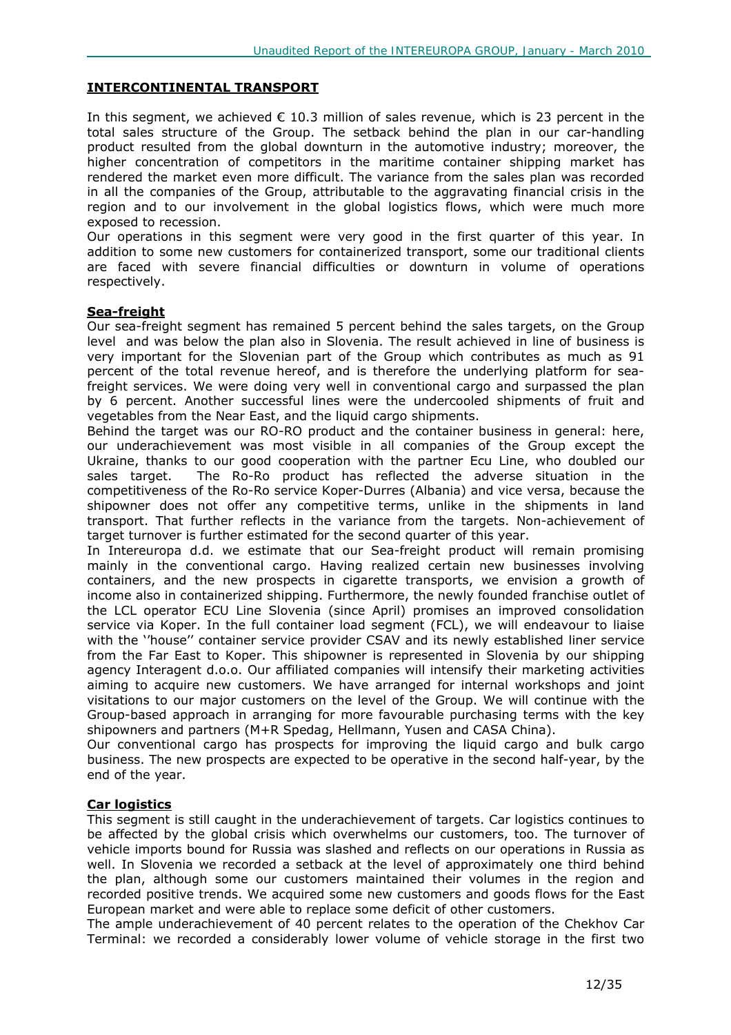## INTERCONTINENTAL TRANSPORT

In this segment, we achieved € 10.3 million of sales revenue, which is 23 percent in the total sales structure of the Group. The setback behind the plan in our car-handling product resulted from the global downturn in the automotive industry; moreover, the higher concentration of competitors in the maritime container shipping market has rendered the market even more difficult. The variance from the sales plan was recorded in all the companies of the Group, attributable to the aggravating financial crisis in the region and to our involvement in the global logistics flows, which were much more exposed to recession.

Our operations in this segment were very good in the first quarter of this year. In addition to some new customers for containerized transport, some our traditional clients are faced with severe financial difficulties or downturn in volume of operations respectively.

### Sea-freight

Our sea-freight segment has remained 5 percent behind the sales targets, on the Group level and was below the plan also in Slovenia. The result achieved in line of business is very important for the Slovenian part of the Group which contributes as much as 91 percent of the total revenue hereof, and is therefore the underlying platform for sea-freight services. We were doing very well in conventional cargo and surpassed the plan by 6 percent. Another successful lines were the undercooled shipments of fruit and vegetables from the Near East, and the liquid cargo shipments.

Behind the target was our RO-RO product and the container business in general: here, our underachievement was most visible in all companies of the Group except the Ukraine, thanks to our good cooperation with the partner Ecu Line, who doubled our sales target. The Ro-Ro product has reflected the adverse situation in the competitiveness of the Ro-Ro service Koper-Durres (Albania) and vice versa, because the shipowner does not offer any competitive terms, unlike in the shipments in land transport. That further reflects in the variance from the targets. Non-achievement of target turnover is further estimated for the second quarter of this year.

In Intereuropa d.d. we estimate that our Sea-freight product will remain promising mainly in the conventional cargo. Having realized certain new businesses involving containers, and the new prospects in cigarette transports, we envision a growth of income also in containerized shipping. Furthermore, the newly founded franchise outlet of the LCL operator ECU Line Slovenia (since April) promises an improved consolidation service via Koper. In the full container load segment (FCL), we will endeavour to liaise with the ''house'' container service provider CSAV and its newly established liner service from the Far East to Koper. This shipowner is represented in Slovenia by our shipping agency Interagent d.o.o. Our affiliated companies will intensify their marketing activities aiming to acquire new customers. We have arranged for internal workshops and joint visitations to our major customers on the level of the Group. We will continue with the Group-based approach in arranging for more favourable purchasing terms with the key shipowners and partners (M+R Spedag, Hellmann, Yusen and CASA China).

Our conventional cargo has prospects for improving the liquid cargo and bulk cargo business. The new prospects are expected to be operative in the second half-year, by the end of the year.

### Car logistics

This segment is still caught in the underachievement of targets. Car logistics continues to be affected by the global crisis which overwhelms our customers, too. The turnover of vehicle imports bound for Russia was slashed and reflects on our operations in Russia as well. In Slovenia we recorded a setback at the level of approximately one third behind the plan, although some our customers maintained their volumes in the region and recorded positive trends. We acquired some new customers and goods flows for the East European market and were able to replace some deficit of other customers.

The ample underachievement of 40 percent relates to the operation of the Chekhov Car Terminal: we recorded a considerably lower volume of vehicle storage in the first two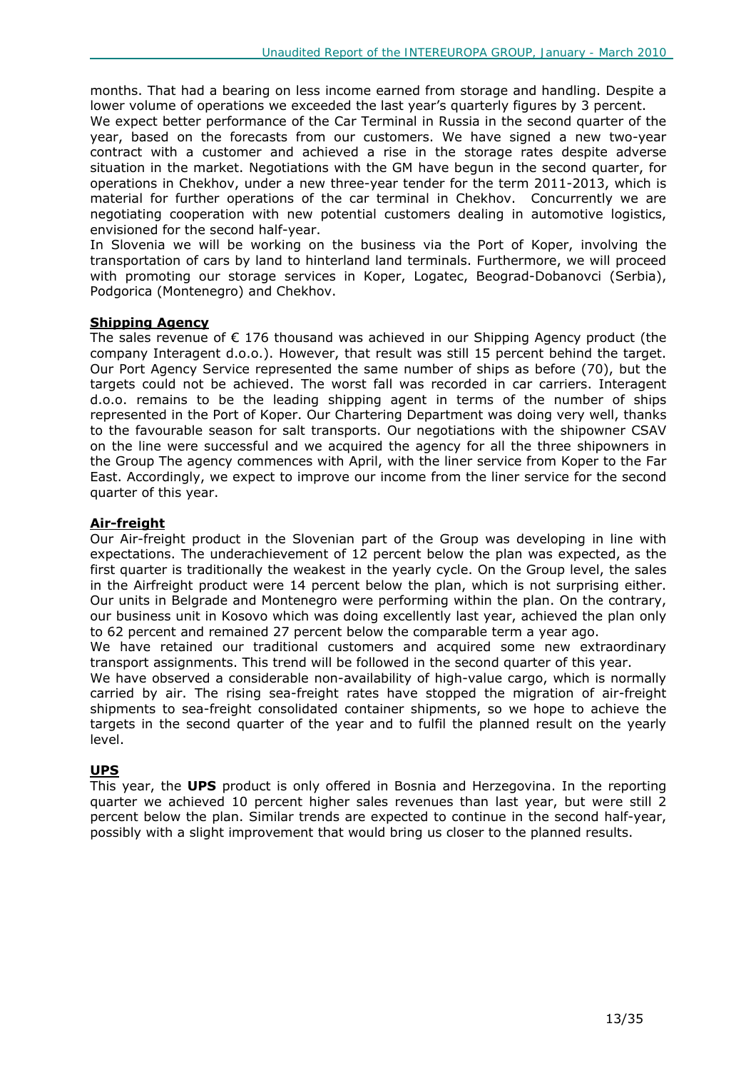months. That had a bearing on less income earned from storage and handling. Despite a lower volume of operations we exceeded the last year's quarterly figures by 3 percent.
We expect better performance of the Car Terminal in Russia in the second quarter of the year, based on the forecasts from our customers. We have signed a new two-year contract with a customer and achieved a rise in the storage rates despite adverse situation in the market. Negotiations with the GM have begun in the second quarter, for operations in Chekhov, under a new three-year tender for the term 2011-2013, which is material for further operations of the car terminal in Chekhov. Concurrently we are negotiating cooperation with new potential customers dealing in automotive logistics, envisioned for the second half-year.
In Slovenia we will be working on the business via the Port of Koper, involving the transportation of cars by land to hinterland land terminals. Furthermore, we will proceed with promoting our storage services in Koper, Logatec, Beograd-Dobanovci (Serbia), Podgorica (Montenegro) and Chekhov.

**Shipping Agency**

The sales revenue of € 176 thousand was achieved in our Shipping Agency product (the company Interagent d.o.o.). However, that result was still 15 percent behind the target. Our Port Agency Service represented the same number of ships as before (70), but the targets could not be achieved. The worst fall was recorded in car carriers. Interagent d.o.o. remains to be the leading shipping agent in terms of the number of ships represented in the Port of Koper. Our Chartering Department was doing very well, thanks to the favourable season for salt transports. Our negotiations with the shipowner CSAV on the line were successful and we acquired the agency for all the three shipowners in the Group The agency commences with April, with the liner service from Koper to the Far East. Accordingly, we expect to improve our income from the liner service for the second quarter of this year.

**Air-freight**

Our Air-freight product in the Slovenian part of the Group was developing in line with expectations. The underachievement of 12 percent below the plan was expected, as the first quarter is traditionally the weakest in the yearly cycle. On the Group level, the sales in the Airfreight product were 14 percent below the plan, which is not surprising either. Our units in Belgrade and Montenegro were performing within the plan. On the contrary, our business unit in Kosovo which was doing excellently last year, achieved the plan only to 62 percent and remained 27 percent below the comparable term a year ago.
We have retained our traditional customers and acquired some new extraordinary transport assignments. This trend will be followed in the second quarter of this year.
We have observed a considerable non-availability of high-value cargo, which is normally carried by air. The rising sea-freight rates have stopped the migration of air-freight shipments to sea-freight consolidated container shipments, so we hope to achieve the targets in the second quarter of the year and to fulfil the planned result on the yearly level.

**UPS**

This year, the **UPS** product is only offered in Bosnia and Herzegovina. In the reporting quarter we achieved 10 percent higher sales revenues than last year, but were still 2 percent below the plan. Similar trends are expected to continue in the second half-year, possibly with a slight improvement that would bring us closer to the planned results.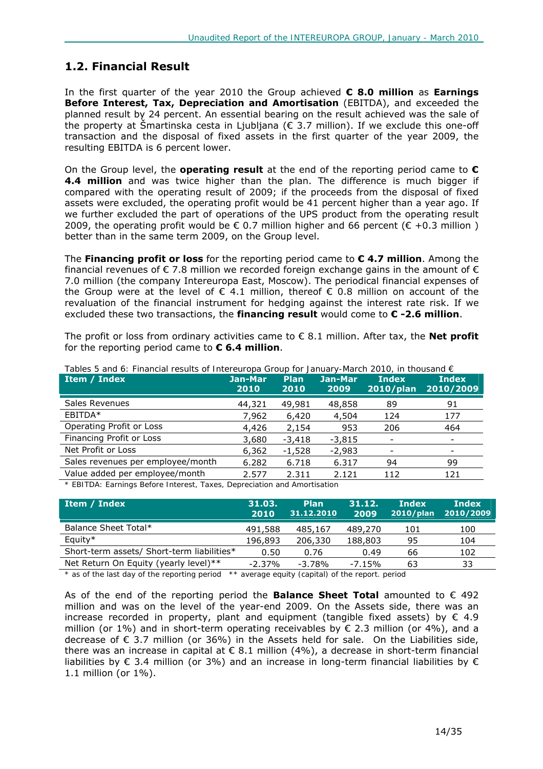## 1.2. Financial Result

In the first quarter of the year 2010 the Group achieved **€ 8.0 million** as **Earnings Before Interest, Tax, Depreciation and Amortisation** (EBITDA), and exceeded the planned result by 24 percent. An essential bearing on the result achieved was the sale of the property at Šmartinska cesta in Ljubljana (€ 3.7 million). If we exclude this one-off transaction and the disposal of fixed assets in the first quarter of the year 2009, the resulting EBITDA is 6 percent lower.

On the Group level, the **operating result** at the end of the reporting period came to **€ 4.4 million** and was twice higher than the plan. The difference is much bigger if compared with the operating result of 2009; if the proceeds from the disposal of fixed assets were excluded, the operating profit would be 41 percent higher than a year ago. If we further excluded the part of operations of the UPS product from the operating result 2009, the operating profit would be € 0.7 million higher and 66 percent (€ +0.3 million ) better than in the same term 2009, on the Group level.

The **Financing profit or loss** for the reporting period came to **€ 4.7 million**. Among the financial revenues of € 7.8 million we recorded foreign exchange gains in the amount of € 7.0 million (the company Intereuropa East, Moscow). The periodical financial expenses of the Group were at the level of € 4.1 million, thereof € 0.8 million on account of the revaluation of the financial instrument for hedging against the interest rate risk. If we excluded these two transactions, the **financing result** would come to **€ -2.6 million**.

The profit or loss from ordinary activities came to € 8.1 million. After tax, the **Net profit** for the reporting period came to **€ 6.4 million**.

Tables 5 and 6: Financial results of Intereuropa Group for January-March 2010, in thousand €

| Item / Index | Jan-Mar 2010 | Plan 2010 | Jan-Mar 2009 | Index 2010/plan | Index 2010/2009 |
|---|---|---|---|---|---|
| Sales Revenues | 44,321 | 49,981 | 48,858 | 89 | 91 |
| EBITDA* | 7,962 | 6,420 | 4,504 | 124 | 177 |
| Operating Profit or Loss | 4,426 | 2,154 | 953 | 206 | 464 |
| Financing Profit or Loss | 3,680 | -3,418 | -3,815 | - | - |
| Net Profit or Loss | 6,362 | -1,528 | -2,983 | - | - |
| Sales revenues per employee/month | 6.282 | 6.718 | 6.317 | 94 | 99 |
| Value added per employee/month | 2.577 | 2.311 | 2.121 | 112 | 121 |

* EBITDA: Earnings Before Interest, Taxes, Depreciation and Amortisation

| Item / Index | 31.03. 2010 | Plan 31.12.2010 | 31.12. 2009 | Index 2010/plan | Index 2010/2009 |
|---|---|---|---|---|---|
| Balance Sheet Total* | 491,588 | 485,167 | 489,270 | 101 | 100 |
| Equity* | 196,893 | 206,330 | 188,803 | 95 | 104 |
| Short-term assets/ Short-term liabilities* | 0.50 | 0.76 | 0.49 | 66 | 102 |
| Net Return On Equity (yearly level)** | -2.37% | -3.78% | -7.15% | 63 | 33 |

* as of the last day of the reporting period ** average equity (capital) of the report. period

As of the end of the reporting period the **Balance Sheet Total** amounted to € 492 million and was on the level of the year-end 2009. On the Assets side, there was an increase recorded in property, plant and equipment (tangible fixed assets) by € 4.9 million (or 1%) and in short-term operating receivables by € 2.3 million (or 4%), and a decrease of € 3.7 million (or 36%) in the Assets held for sale. On the Liabilities side, there was an increase in capital at € 8.1 million (4%), a decrease in short-term financial liabilities by € 3.4 million (or 3%) and an increase in long-term financial liabilities by € 1.1 million (or 1%).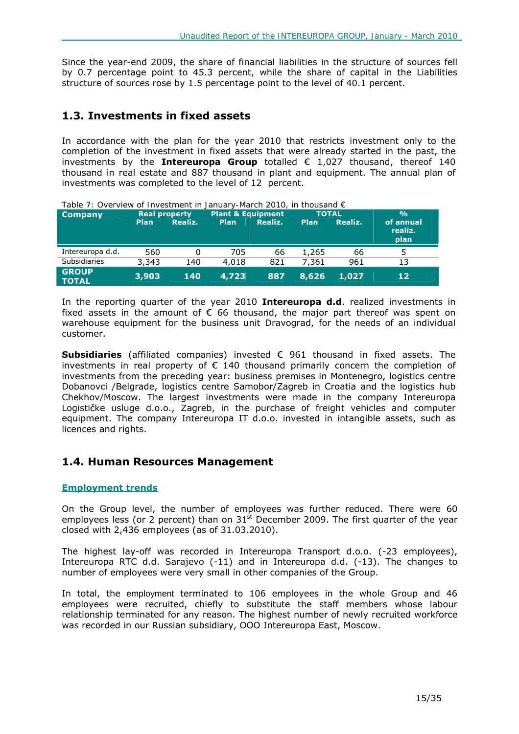Since the year-end 2009, the share of financial liabilities in the structure of sources fell by 0.7 percentage point to 45.3 percent, while the share of capital in the Liabilities structure of sources rose by 1.5 percentage point to the level of 40.1 percent.

## 1.3. Investments in fixed assets

In accordance with the plan for the year 2010 that restricts investment only to the completion of the investment in fixed assets that were already started in the past, the investments by the **Intereuropa Group** totalled € 1,027 thousand, thereof 140 thousand in real estate and 887 thousand in plant and equipment. The annual plan of investments was completed to the level of 12 percent.

Table 7: Overview of Investment in January-March 2010, in thousand €

| Company | Real property | | Plant & Equipment | | TOTAL | | % |
|---|---|---|---|---|---|---|---|
| | Plan | Realiz. | Plan | Realiz. | Plan | Realiz. | of annual realiz. plan |
| Intereuropa d.d. | 560 | 0 | 705 | 66 | 1,265 | 66 | 5 |
| Subsidiaries | 3,343 | 140 | 4,018 | 821 | 7,361 | 961 | 13 |
| **GROUP TOTAL** | **3,903** | **140** | **4,723** | **887** | **8,626** | **1,027** | **12** |

In the reporting quarter of the year 2010 **Intereuropa d.d**. realized investments in fixed assets in the amount of € 66 thousand, the major part thereof was spent on warehouse equipment for the business unit Dravograd, for the needs of an individual customer.

**Subsidiaries** (affiliated companies) invested € 961 thousand in fixed assets. The investments in real property of € 140 thousand primarily concern the completion of investments from the preceding year: business premises in Montenegro, logistics centre Dobanovci /Belgrade, logistics centre Samobor/Zagreb in Croatia and the logistics hub Chekhov/Moscow. The largest investments were made in the company Intereuropa Logističke usluge d.o.o., Zagreb, in the purchase of freight vehicles and computer equipment. The company Intereuropa IT d.o.o. invested in intangible assets, such as licences and rights.

## 1.4. Human Resources Management

### Employment trends

On the Group level, the number of employees was further reduced. There were 60 employees less (or 2 percent) than on 31st December 2009. The first quarter of the year closed with 2,436 employees (as of 31.03.2010).

The highest lay-off was recorded in Intereuropa Transport d.o.o. (-23 employees), Intereuropa RTC d.d. Sarajevo (-11) and in Intereuropa d.d. (-13). The changes to number of employees were very small in other companies of the Group.

In total, the employment terminated to 106 employees in the whole Group and 46 employees were recruited, chiefly to substitute the staff members whose labour relationship terminated for any reason. The highest number of newly recruited workforce was recorded in our Russian subsidiary, OOO Intereuropa East, Moscow.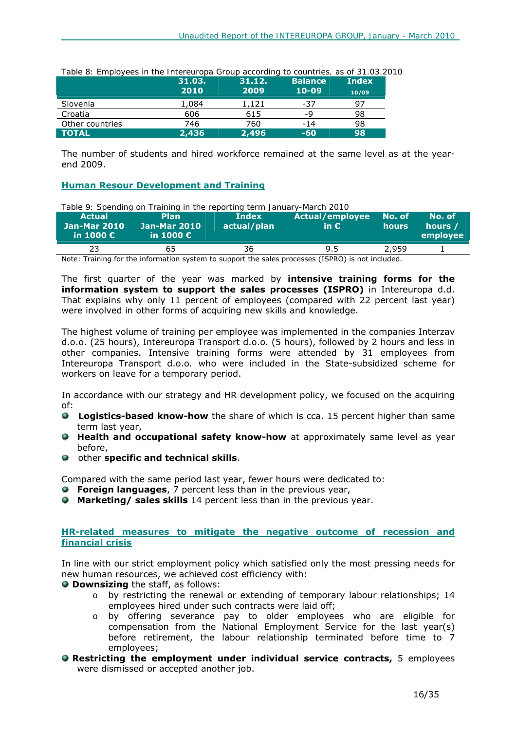Table 8: Employees in the Intereuropa Group according to countries, as of 31.03.2010

| | 31.03. 2010 | 31.12. 2009 | Balance 10-09 | Index 10/09 |
|---|---|---|---|---|
| Slovenia | 1,084 | 1,121 | -37 | 97 |
| Croatia | 606 | 615 | -9 | 98 |
| Other countries | 746 | 760 | -14 | 98 |
| **TOTAL** | **2,436** | **2,496** | **-60** | **98** |

The number of students and hired workforce remained at the same level as at the year-end 2009.

## Human Resour Development and Training

Table 9: Spending on Training in the reporting term January-March 2010

| Actual Jan-Mar 2010 in 1000 € | Plan Jan-Mar 2010 in 1000 € | Index actual/plan | Actual/employee in € | No. of hours | No. of hours / employee |
|---|---|---|---|---|---|
| 23 | 65 | 36 | 9.5 | 2,959 | 1 |

Note: Training for the information system to support the sales processes (ISPRO) is not included.

The first quarter of the year was marked by **intensive training forms for the information system to support the sales processes (ISPRO)** in Intereuropa d.d. That explains why only 11 percent of employees (compared with 22 percent last year) were involved in other forms of acquiring new skills and knowledge.

The highest volume of training per employee was implemented in the companies Interzav d.o.o. (25 hours), Intereuropa Transport d.o.o. (5 hours), followed by 2 hours and less in other companies. Intensive training forms were attended by 31 employees from Intereuropa Transport d.o.o. who were included in the State-subsidized scheme for workers on leave for a temporary period.

In accordance with our strategy and HR development policy, we focused on the acquiring of:

- **Logistics-based know-how** the share of which is cca. 15 percent higher than same term last year,
- **Health and occupational safety know-how** at approximately same level as year before,
- other **specific and technical skills**.

Compared with the same period last year, fewer hours were dedicated to:

- **Foreign languages**, 7 percent less than in the previous year,
- **Marketing/ sales skills** 14 percent less than in the previous year.

## HR-related measures to mitigate the negative outcome of recession and financial crisis

In line with our strict employment policy which satisfied only the most pressing needs for new human resources, we achieved cost efficiency with:

- **Downsizing** the staff, as follows:
  - by restricting the renewal or extending of temporary labour relationships; 14 employees hired under such contracts were laid off;
  - by offering severance pay to older employees who are eligible for compensation from the National Employment Service for the last year(s) before retirement, the labour relationship terminated before time to 7 employees;
- **Restricting the employment under individual service contracts,** 5 employees were dismissed or accepted another job.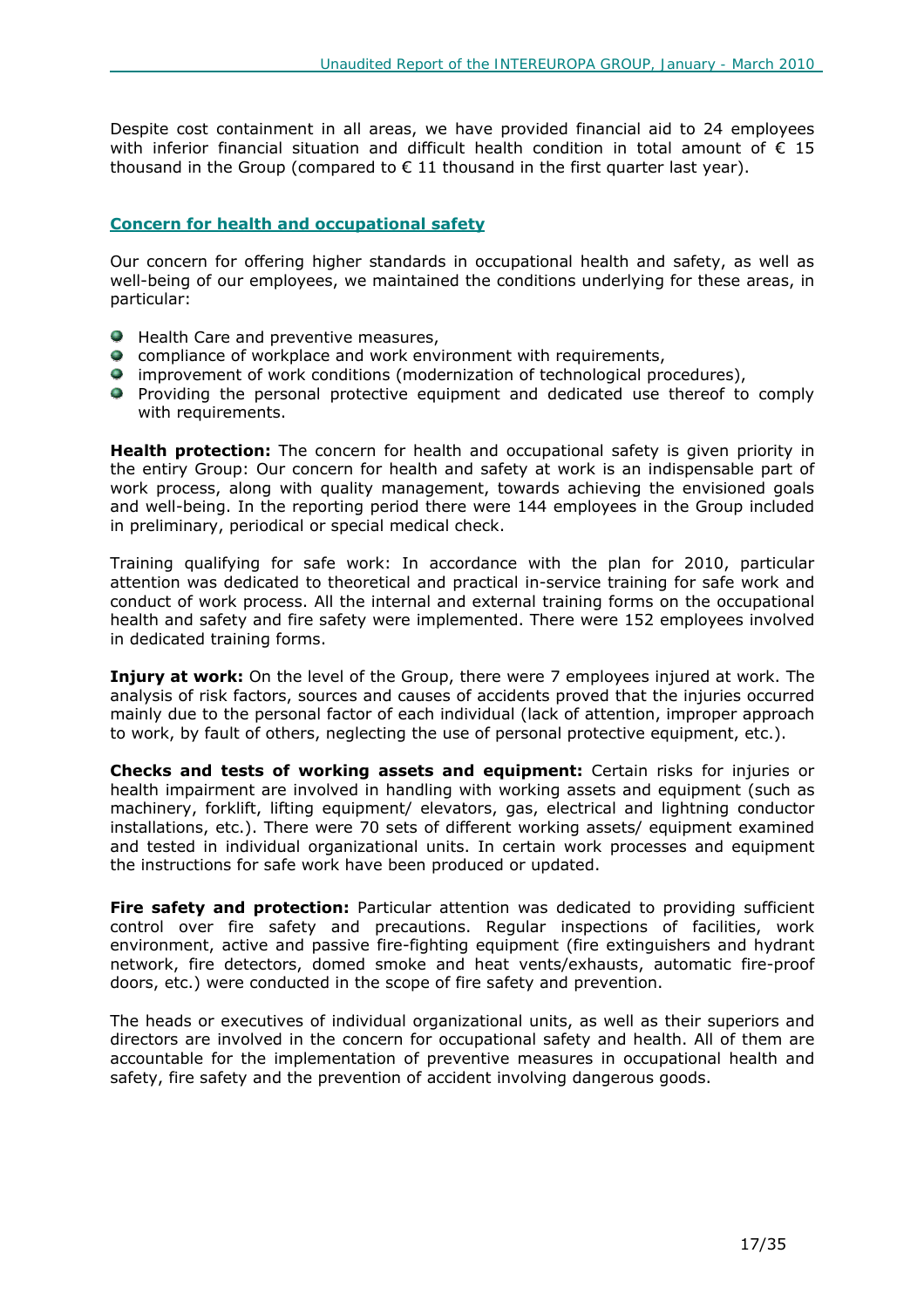Despite cost containment in all areas, we have provided financial aid to 24 employees with inferior financial situation and difficult health condition in total amount of € 15 thousand in the Group (compared to € 11 thousand in the first quarter last year).

## Concern for health and occupational safety

Our concern for offering higher standards in occupational health and safety, as well as well-being of our employees, we maintained the conditions underlying for these areas, in particular:

- Health Care and preventive measures,
- compliance of workplace and work environment with requirements,
- improvement of work conditions (modernization of technological procedures),
- Providing the personal protective equipment and dedicated use thereof to comply with requirements.

**Health protection:** The concern for health and occupational safety is given priority in the entiry Group: Our concern for health and safety at work is an indispensable part of work process, along with quality management, towards achieving the envisioned goals and well-being. In the reporting period there were 144 employees in the Group included in preliminary, periodical or special medical check.

Training qualifying for safe work: In accordance with the plan for 2010, particular attention was dedicated to theoretical and practical in-service training for safe work and conduct of work process. All the internal and external training forms on the occupational health and safety and fire safety were implemented. There were 152 employees involved in dedicated training forms.

**Injury at work:** On the level of the Group, there were 7 employees injured at work. The analysis of risk factors, sources and causes of accidents proved that the injuries occurred mainly due to the personal factor of each individual (lack of attention, improper approach to work, by fault of others, neglecting the use of personal protective equipment, etc.).

**Checks and tests of working assets and equipment:** Certain risks for injuries or health impairment are involved in handling with working assets and equipment (such as machinery, forklift, lifting equipment/ elevators, gas, electrical and lightning conductor installations, etc.). There were 70 sets of different working assets/ equipment examined and tested in individual organizational units. In certain work processes and equipment the instructions for safe work have been produced or updated.

**Fire safety and protection:** Particular attention was dedicated to providing sufficient control over fire safety and precautions. Regular inspections of facilities, work environment, active and passive fire-fighting equipment (fire extinguishers and hydrant network, fire detectors, domed smoke and heat vents/exhausts, automatic fire-proof doors, etc.) were conducted in the scope of fire safety and prevention.

The heads or executives of individual organizational units, as well as their superiors and directors are involved in the concern for occupational safety and health. All of them are accountable for the implementation of preventive measures in occupational health and safety, fire safety and the prevention of accident involving dangerous goods.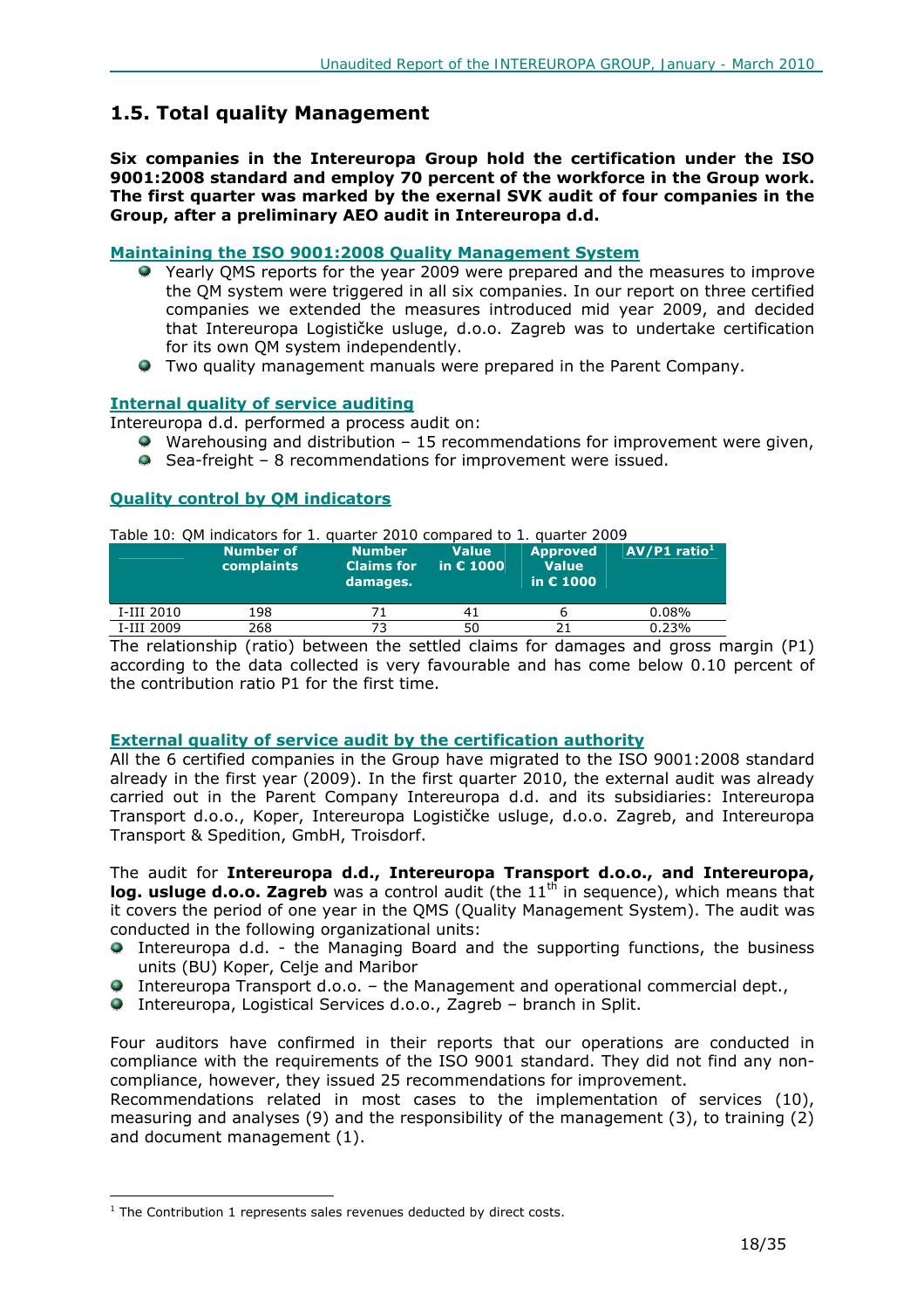## 1.5. Total quality Management

**Six companies in the Intereuropa Group hold the certification under the ISO 9001:2008 standard and employ 70 percent of the workforce in the Group work. The first quarter was marked by the exernal SVK audit of four companies in the Group, after a preliminary AEO audit in Intereuropa d.d.**

**Maintaining the ISO 9001:2008 Quality Management System**

- Yearly QMS reports for the year 2009 were prepared and the measures to improve the QM system were triggered in all six companies. In our report on three certified companies we extended the measures introduced mid year 2009, and decided that Intereuropa Logističke usluge, d.o.o. Zagreb was to undertake certification for its own QM system independently.
- Two quality management manuals were prepared in the Parent Company.

**Internal quality of service auditing**

Intereuropa d.d. performed a process audit on:

- Warehousing and distribution – 15 recommendations for improvement were given,
- Sea-freight – 8 recommendations for improvement were issued.

**Quality control by QM indicators**

Table 10: QM indicators for 1. quarter 2010 compared to 1. quarter 2009

| | Number of complaints | Number Claims for damages. | Value in € 1000 | Approved Value in € 1000 | AV/P1 ratio[1] |
|---|---|---|---|---|---|
| I-III 2010 | 198 | 71 | 41 | 6 | 0.08% |
| I-III 2009 | 268 | 73 | 50 | 21 | 0.23% |

The relationship (ratio) between the settled claims for damages and gross margin (P1) according to the data collected is very favourable and has come below 0.10 percent of the contribution ratio P1 for the first time.

**External quality of service audit by the certification authority**

All the 6 certified companies in the Group have migrated to the ISO 9001:2008 standard already in the first year (2009). In the first quarter 2010, the external audit was already carried out in the Parent Company Intereuropa d.d. and its subsidiaries: Intereuropa Transport d.o.o., Koper, Intereuropa Logističke usluge, d.o.o. Zagreb, and Intereuropa Transport & Spedition, GmbH, Troisdorf.

The audit for **Intereuropa d.d., Intereuropa Transport d.o.o., and Intereuropa, log. usluge d.o.o. Zagreb** was a control audit (the 11th in sequence), which means that it covers the period of one year in the QMS (Quality Management System). The audit was conducted in the following organizational units:

- Intereuropa d.d. - the Managing Board and the supporting functions, the business units (BU) Koper, Celje and Maribor
- Intereuropa Transport d.o.o. – the Management and operational commercial dept.,
- Intereuropa, Logistical Services d.o.o., Zagreb – branch in Split.

Four auditors have confirmed in their reports that our operations are conducted in compliance with the requirements of the ISO 9001 standard. They did not find any non-compliance, however, they issued 25 recommendations for improvement.
Recommendations related in most cases to the implementation of services (10), measuring and analyses (9) and the responsibility of the management (3), to training (2) and document management (1).

---

[1] The Contribution 1 represents sales revenues deducted by direct costs.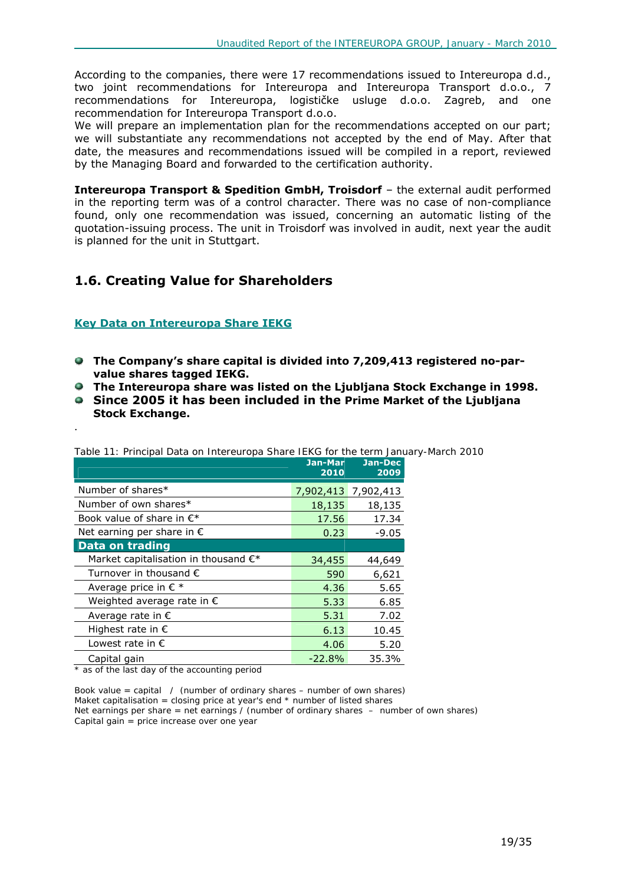According to the companies, there were 17 recommendations issued to Intereuropa d.d., two joint recommendations for Intereuropa and Intereuropa Transport d.o.o., 7 recommendations for Intereuropa, logističke usluge d.o.o. Zagreb, and one recommendation for Intereuropa Transport d.o.o.

We will prepare an implementation plan for the recommendations accepted on our part; we will substantiate any recommendations not accepted by the end of May. After that date, the measures and recommendations issued will be compiled in a report, reviewed by the Managing Board and forwarded to the certification authority.

**Intereuropa Transport & Spedition GmbH, Troisdorf** – the external audit performed in the reporting term was of a control character. There was no case of non-compliance found, only one recommendation was issued, concerning an automatic listing of the quotation-issuing process. The unit in Troisdorf was involved in audit, next year the audit is planned for the unit in Stuttgart.

## 1.6. Creating Value for Shareholders

### Key Data on Intereuropa Share IEKG

- **The Company's share capital is divided into 7,209,413 registered no-par-value shares tagged IEKG.**
- **The Intereuropa share was listed on the Ljubljana Stock Exchange in 1998.**
- **Since 2005 it has been included in the Prime Market of the Ljubljana Stock Exchange.**

.

Table 11: Principal Data on Intereuropa Share IEKG for the term January-March 2010

| | Jan-Mar 2010 | Jan-Dec 2009 |
|---|---|---|
| Number of shares* | 7,902,413 | 7,902,413 |
| Number of own shares* | 18,135 | 18,135 |
| Book value of share in €* | 17.56 | 17.34 |
| Net earning per share in € | 0.23 | -9.05 |
| **Data on trading** | | |
| Market capitalisation in thousand €* | 34,455 | 44,649 |
| Turnover in thousand € | 590 | 6,621 |
| Average price in € * | 4.36 | 5.65 |
| Weighted average rate in € | 5.33 | 6.85 |
| Average rate in € | 5.31 | 7.02 |
| Highest rate in € | 6.13 | 10.45 |
| Lowest rate in € | 4.06 | 5.20 |
| Capital gain | -22.8% | 35.3% |

\* as of the last day of the accounting period

Book value = capital / (number of ordinary shares – number of own shares)
Maket capitalisation = closing price at year's end * number of listed shares
Net earnings per share = net earnings / (number of ordinary shares – number of own shares)
Capital gain = price increase over one year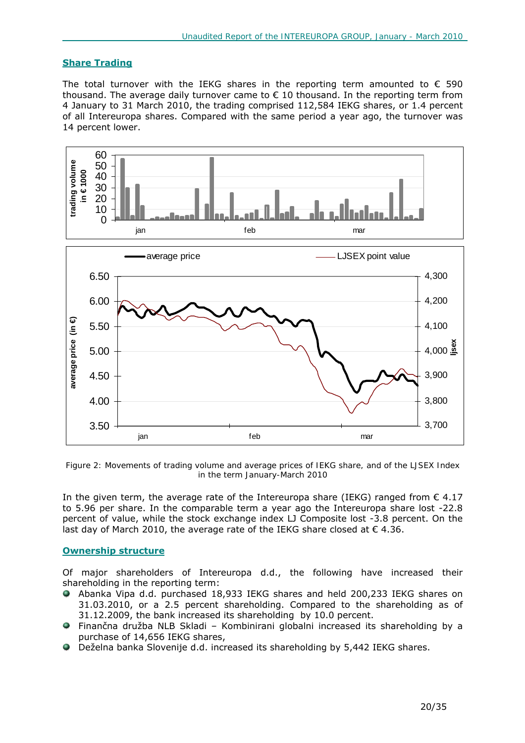## Share Trading

The total turnover with the IEKG shares in the reporting term amounted to € 590 thousand. The average daily turnover came to € 10 thousand. In the reporting term from 4 January to 31 March 2010, the trading comprised 112,584 IEKG shares, or 1.4 percent of all Intereuropa shares. Compared with the same period a year ago, the turnover was 14 percent lower.

Figure 2: Movements of trading volume and average prices of IEKG share, and of the LJSEX Index in the term January-March 2010

In the given term, the average rate of the Intereuropa share (IEKG) ranged from € 4.17 to 5.96 per share. In the comparable term a year ago the Intereuropa share lost -22.8 percent of value, while the stock exchange index LJ Composite lost -3.8 percent. On the last day of March 2010, the average rate of the IEKG share closed at € 4.36.

## Ownership structure

Of major shareholders of Intereuropa d.d., the following have increased their shareholding in the reporting term:

- Abanka Vipa d.d. purchased 18,933 IEKG shares and held 200,233 IEKG shares on 31.03.2010, or a 2.5 percent shareholding. Compared to the shareholding as of 31.12.2009, the bank increased its shareholding by 10.0 percent.
- Finančna družba NLB Skladi – Kombinirani globalni increased its shareholding by a purchase of 14,656 IEKG shares,
- Deželna banka Slovenije d.d. increased its shareholding by 5,442 IEKG shares.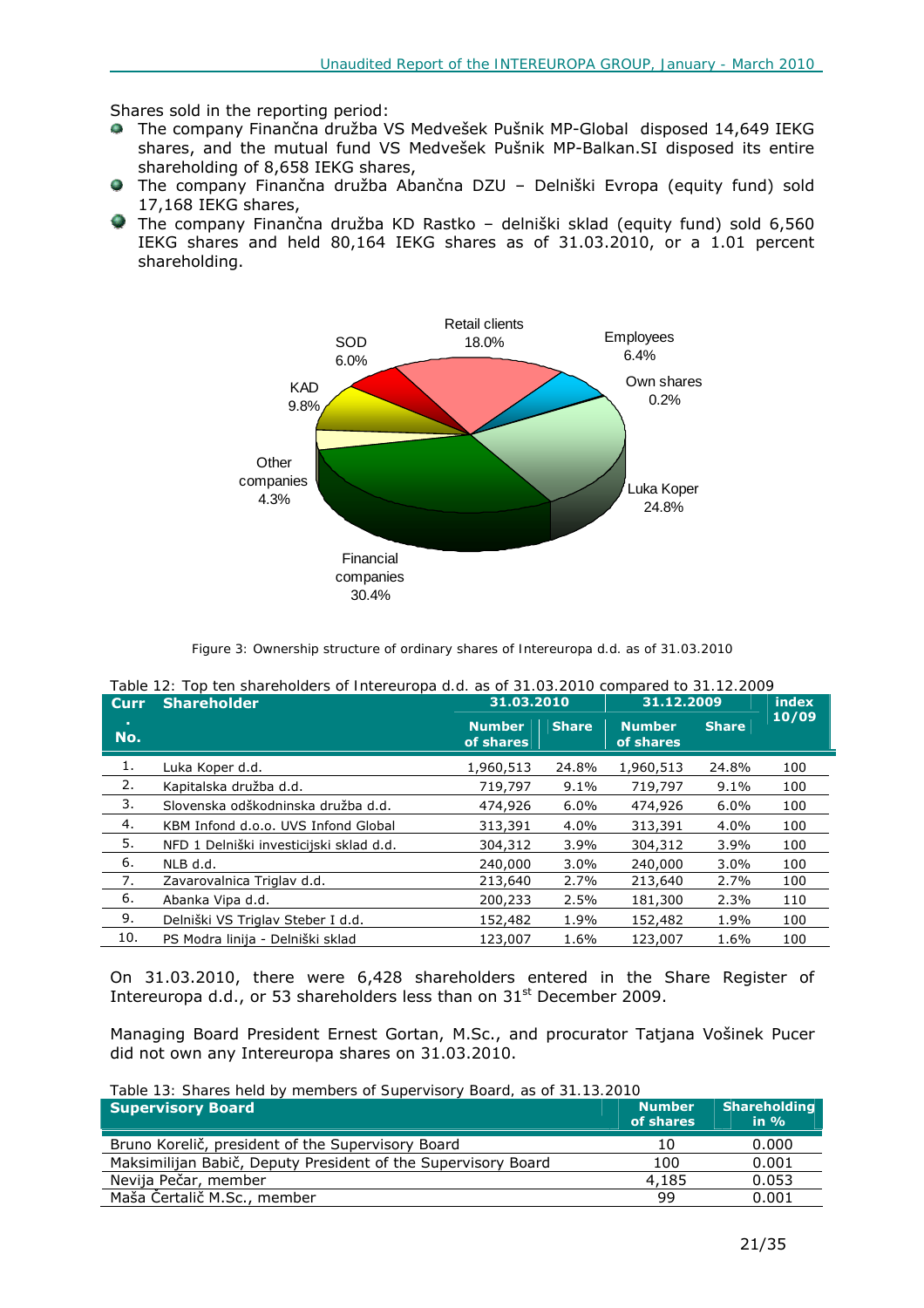Shares sold in the reporting period:

- The company Finančna družba VS Medvešek Pušnik MP-Global disposed 14,649 IEKG shares, and the mutual fund VS Medvešek Pušnik MP-Balkan.SI disposed its entire shareholding of 8,658 IEKG shares,
- The company Finančna družba Abančna DZU – Delniški Evropa (equity fund) sold 17,168 IEKG shares,
- The company Finančna družba KD Rastko – delniški sklad (equity fund) sold 6,560 IEKG shares and held 80,164 IEKG shares as of 31.03.2010, or a 1.01 percent shareholding.

Retail clients 18.0%
SOD 6.0%
Employees 6.4%
KAD 9.8%
Own shares 0.2%
Other companies 4.3%
Luka Koper 24.8%
Financial companies 30.4%

Figure 3: Ownership structure of ordinary shares of Intereuropa d.d. as of 31.03.2010

Table 12: Top ten shareholders of Intereuropa d.d. as of 31.03.2010 compared to 31.12.2009

| Curr. No. | Shareholder | 31.03.2010 | | 31.12.2009 | | index 10/09 |
|---|---|---|---|---|---|---|
| | | Number of shares | Share | Number of shares | Share | |
| 1. | Luka Koper d.d. | 1,960,513 | 24.8% | 1,960,513 | 24.8% | 100 |
| 2. | Kapitalska družba d.d. | 719,797 | 9.1% | 719,797 | 9.1% | 100 |
| 3. | Slovenska odškodninska družba d.d. | 474,926 | 6.0% | 474,926 | 6.0% | 100 |
| 4. | KBM Infond d.o.o. UVS Infond Global | 313,391 | 4.0% | 313,391 | 4.0% | 100 |
| 5. | NFD 1 Delniški investicijski sklad d.d. | 304,312 | 3.9% | 304,312 | 3.9% | 100 |
| 6. | NLB d.d. | 240,000 | 3.0% | 240,000 | 3.0% | 100 |
| 7. | Zavarovalnica Triglav d.d. | 213,640 | 2.7% | 213,640 | 2.7% | 100 |
| 6. | Abanka Vipa d.d. | 200,233 | 2.5% | 181,300 | 2.3% | 110 |
| 9. | Delniški VS Triglav Steber I d.d. | 152,482 | 1.9% | 152,482 | 1.9% | 100 |
| 10. | PS Modra linija - Delniški sklad | 123,007 | 1.6% | 123,007 | 1.6% | 100 |

On 31.03.2010, there were 6,428 shareholders entered in the Share Register of Intereuropa d.d., or 53 shareholders less than on 31st December 2009.

Managing Board President Ernest Gortan, M.Sc., and procurator Tatjana Vošinek Pucer did not own any Intereuropa shares on 31.03.2010.

Table 13: Shares held by members of Supervisory Board, as of 31.13.2010

| Supervisory Board | Number of shares | Shareholding in % |
|---|---|---|
| Bruno Korelič, president of the Supervisory Board | 10 | 0.000 |
| Maksimilijan Babič, Deputy President of the Supervisory Board | 100 | 0.001 |
| Nevija Pečar, member | 4,185 | 0.053 |
| Maša Čertalič M.Sc., member | 99 | 0.001 |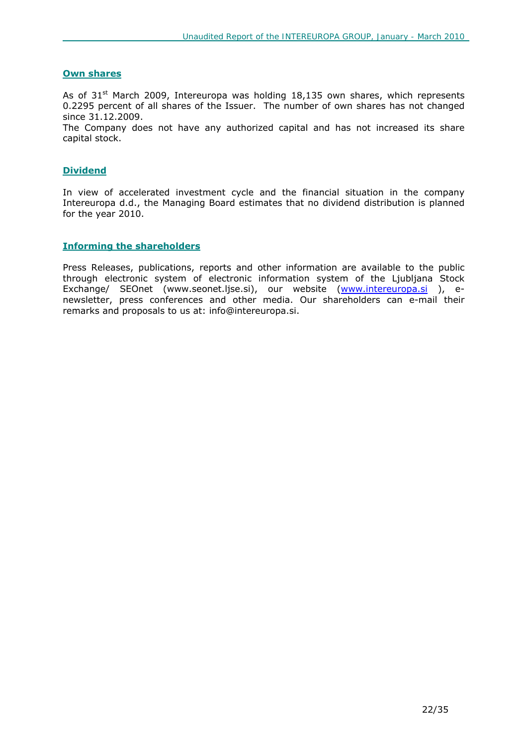## Own shares

As of 31st March 2009, Intereuropa was holding 18,135 own shares, which represents 0.2295 percent of all shares of the Issuer. The number of own shares has not changed since 31.12.2009.

The Company does not have any authorized capital and has not increased its share capital stock.

## Dividend

In view of accelerated investment cycle and the financial situation in the company Intereuropa d.d., the Managing Board estimates that no dividend distribution is planned for the year 2010.

## Informing the shareholders

Press Releases, publications, reports and other information are available to the public through electronic system of electronic information system of the Ljubljana Stock Exchange/ SEOnet (www.seonet.ljse.si), our website (www.intereuropa.si ), e-newsletter, press conferences and other media. Our shareholders can e-mail their remarks and proposals to us at: info@intereuropa.si.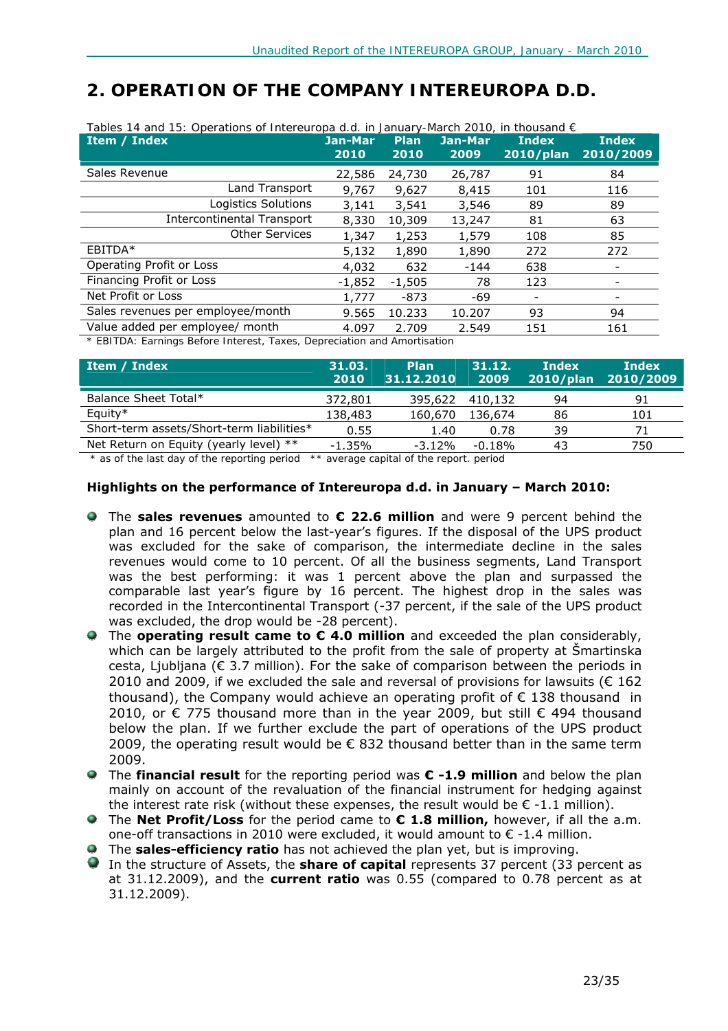# 2. OPERATION OF THE COMPANY INTEREUROPA D.D.

Tables 14 and 15: Operations of Intereuropa d.d. in January-March 2010, in thousand €

| Item / Index | Jan-Mar 2010 | Plan 2010 | Jan-Mar 2009 | Index 2010/plan | Index 2010/2009 |
|---|---|---|---|---|---|
| Sales Revenue | 22,586 | 24,730 | 26,787 | 91 | 84 |
| Land Transport | 9,767 | 9,627 | 8,415 | 101 | 116 |
| Logistics Solutions | 3,141 | 3,541 | 3,546 | 89 | 89 |
| Intercontinental Transport | 8,330 | 10,309 | 13,247 | 81 | 63 |
| Other Services | 1,347 | 1,253 | 1,579 | 108 | 85 |
| EBITDA* | 5,132 | 1,890 | 1,890 | 272 | 272 |
| Operating Profit or Loss | 4,032 | 632 | -144 | 638 | - |
| Financing Profit or Loss | -1,852 | -1,505 | 78 | 123 | - |
| Net Profit or Loss | 1,777 | -873 | -69 | - | - |
| Sales revenues per employee/month | 9.565 | 10.233 | 10.207 | 93 | 94 |
| Value added per employee/ month | 4.097 | 2.709 | 2.549 | 151 | 161 |

\* EBITDA: Earnings Before Interest, Taxes, Depreciation and Amortisation

| Item / Index | 31.03. 2010 | Plan 31.12.2010 | 31.12. 2009 | Index 2010/plan | Index 2010/2009 |
|---|---|---|---|---|---|
| Balance Sheet Total* | 372,801 | 395,622 | 410,132 | 94 | 91 |
| Equity* | 138,483 | 160,670 | 136,674 | 86 | 101 |
| Short-term assets/Short-term liabilities* | 0.55 | 1.40 | 0.78 | 39 | 71 |
| Net Return on Equity (yearly level) ** | -1.35% | -3.12% | -0.18% | 43 | 750 |

\* as of the last day of the reporting period ** average capital of the report. period

**Highlights on the performance of Intereuropa d.d. in January – March 2010:**

- The **sales revenues** amounted to **€ 22.6 million** and were 9 percent behind the plan and 16 percent below the last-year's figures. If the disposal of the UPS product was excluded for the sake of comparison, the intermediate decline in the sales revenues would come to 10 percent. Of all the business segments, Land Transport was the best performing: it was 1 percent above the plan and surpassed the comparable last year's figure by 16 percent. The highest drop in the sales was recorded in the Intercontinental Transport (-37 percent, if the sale of the UPS product was excluded, the drop would be -28 percent).
- The **operating result came to € 4.0 million** and exceeded the plan considerably, which can be largely attributed to the profit from the sale of property at Šmartinska cesta, Ljubljana (€ 3.7 million). For the sake of comparison between the periods in 2010 and 2009, if we excluded the sale and reversal of provisions for lawsuits (€ 162 thousand), the Company would achieve an operating profit of € 138 thousand in 2010, or € 775 thousand more than in the year 2009, but still € 494 thousand below the plan. If we further exclude the part of operations of the UPS product 2009, the operating result would be € 832 thousand better than in the same term 2009.
- The **financial result** for the reporting period was **€ -1.9 million** and below the plan mainly on account of the revaluation of the financial instrument for hedging against the interest rate risk (without these expenses, the result would be € -1.1 million).
- The **Net Profit/Loss** for the period came to **€ 1.8 million,** however, if all the a.m. one-off transactions in 2010 were excluded, it would amount to € -1.4 million.
- The **sales-efficiency ratio** has not achieved the plan yet, but is improving.
- In the structure of Assets, the **share of capital** represents 37 percent (33 percent as at 31.12.2009), and the **current ratio** was 0.55 (compared to 0.78 percent as at 31.12.2009).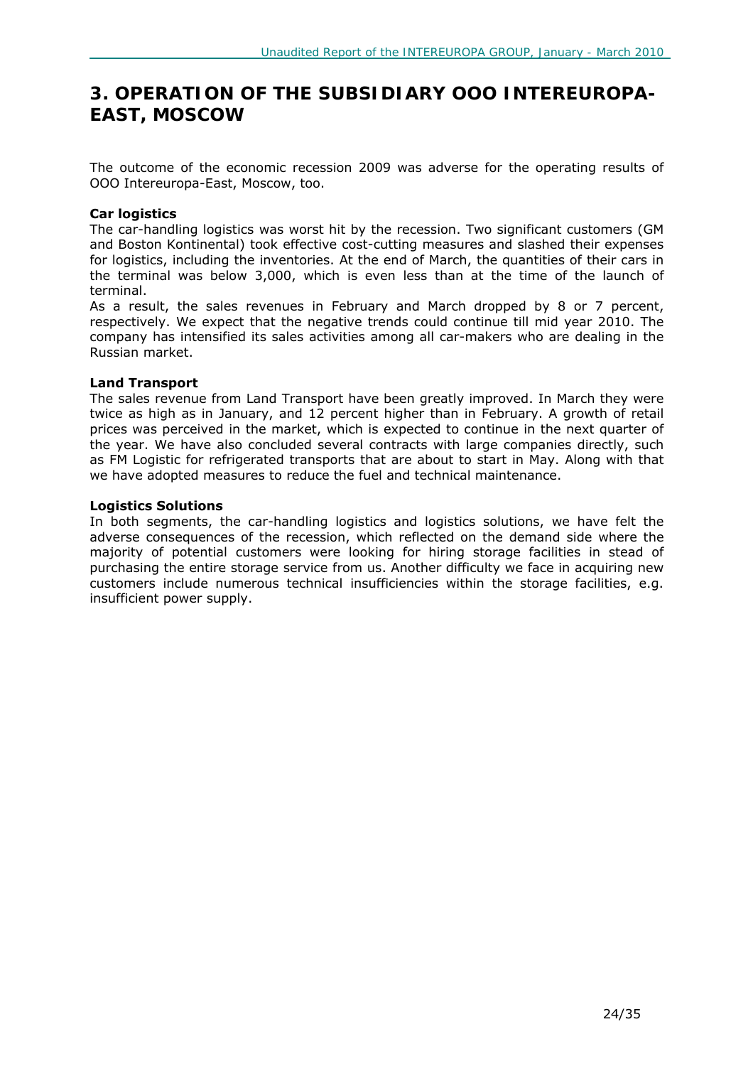# 3. OPERATION OF THE SUBSIDIARY OOO INTEREUROPA-EAST, MOSCOW

The outcome of the economic recession 2009 was adverse for the operating results of OOO Intereuropa-East, Moscow, too.

**Car logistics**

The car-handling logistics was worst hit by the recession. Two significant customers (GM and Boston Kontinental) took effective cost-cutting measures and slashed their expenses for logistics, including the inventories. At the end of March, the quantities of their cars in the terminal was below 3,000, which is even less than at the time of the launch of terminal.

As a result, the sales revenues in February and March dropped by 8 or 7 percent, respectively. We expect that the negative trends could continue till mid year 2010. The company has intensified its sales activities among all car-makers who are dealing in the Russian market.

**Land Transport**

The sales revenue from Land Transport have been greatly improved. In March they were twice as high as in January, and 12 percent higher than in February. A growth of retail prices was perceived in the market, which is expected to continue in the next quarter of the year. We have also concluded several contracts with large companies directly, such as FM Logistic for refrigerated transports that are about to start in May. Along with that we have adopted measures to reduce the fuel and technical maintenance.

**Logistics Solutions**

In both segments, the car-handling logistics and logistics solutions, we have felt the adverse consequences of the recession, which reflected on the demand side where the majority of potential customers were looking for hiring storage facilities in stead of purchasing the entire storage service from us. Another difficulty we face in acquiring new customers include numerous technical insufficiencies within the storage facilities, e.g. insufficient power supply.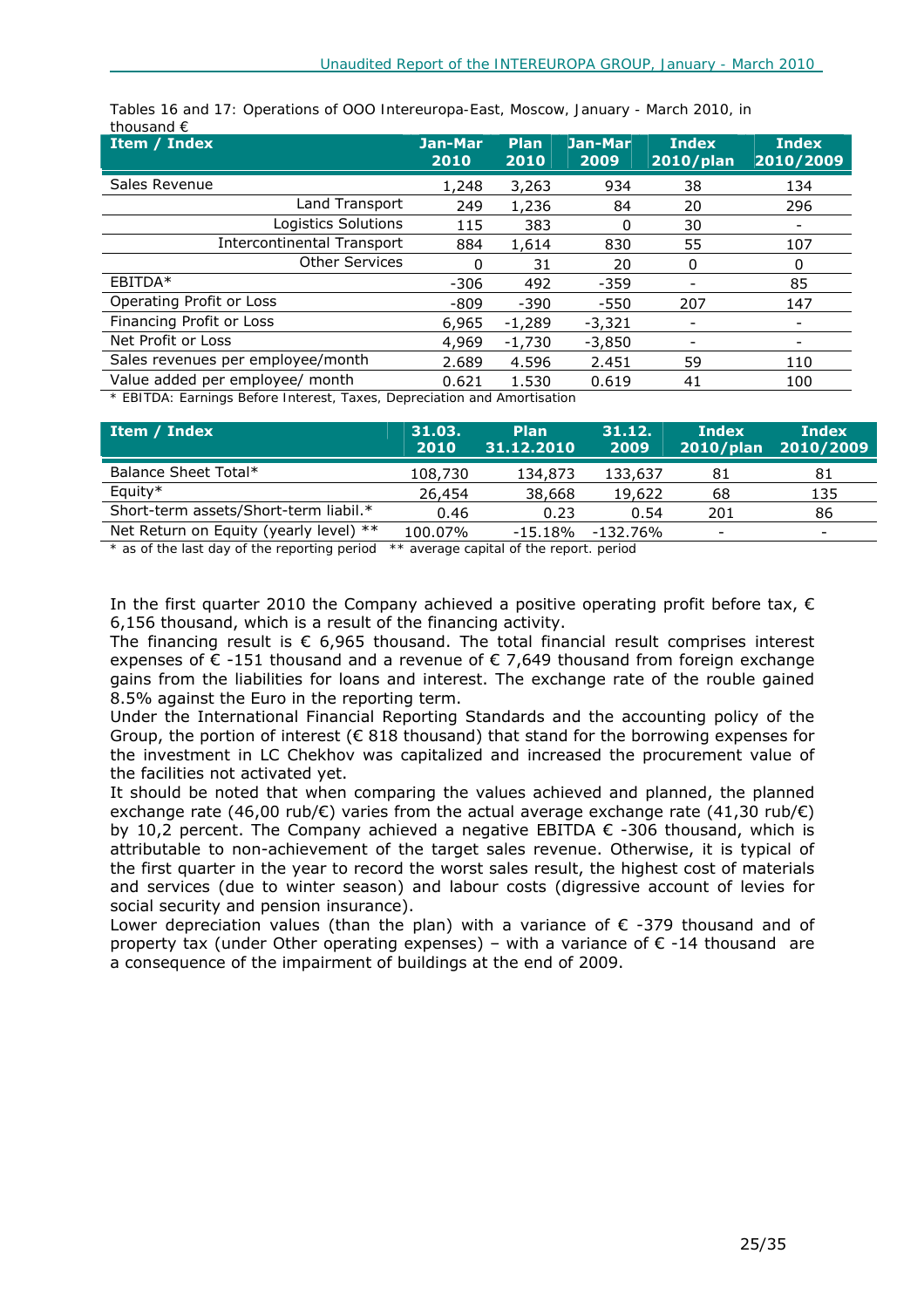Tables 16 and 17: Operations of OOO Intereuropa-East, Moscow, January - March 2010, in thousand €

| Item / Index | Jan-Mar 2010 | Plan 2010 | Jan-Mar 2009 | Index 2010/plan | Index 2010/2009 |
|---|---|---|---|---|---|
| Sales Revenue | 1,248 | 3,263 | 934 | 38 | 134 |
| Land Transport | 249 | 1,236 | 84 | 20 | 296 |
| Logistics Solutions | 115 | 383 | 0 | 30 | - |
| Intercontinental Transport | 884 | 1,614 | 830 | 55 | 107 |
| Other Services | 0 | 31 | 20 | 0 | 0 |
| EBITDA* | -306 | 492 | -359 | - | 85 |
| Operating Profit or Loss | -809 | -390 | -550 | 207 | 147 |
| Financing Profit or Loss | 6,965 | -1,289 | -3,321 | - | - |
| Net Profit or Loss | 4,969 | -1,730 | -3,850 | - | - |
| Sales revenues per employee/month | 2.689 | 4.596 | 2.451 | 59 | 110 |
| Value added per employee/ month | 0.621 | 1.530 | 0.619 | 41 | 100 |

* EBITDA: Earnings Before Interest, Taxes, Depreciation and Amortisation

| Item / Index | 31.03. 2010 | Plan 31.12.2010 | 31.12. 2009 | Index 2010/plan | Index 2010/2009 |
|---|---|---|---|---|---|
| Balance Sheet Total* | 108,730 | 134,873 | 133,637 | 81 | 81 |
| Equity* | 26,454 | 38,668 | 19,622 | 68 | 135 |
| Short-term assets/Short-term liabil.* | 0.46 | 0.23 | 0.54 | 201 | 86 |
| Net Return on Equity (yearly level) ** | 100.07% | -15.18% | -132.76% | - | - |

* as of the last day of the reporting period ** average capital of the report. period

In the first quarter 2010 the Company achieved a positive operating profit before tax, € 6,156 thousand, which is a result of the financing activity.
The financing result is € 6,965 thousand. The total financial result comprises interest expenses of € -151 thousand and a revenue of € 7,649 thousand from foreign exchange gains from the liabilities for loans and interest. The exchange rate of the rouble gained 8.5% against the Euro in the reporting term.
Under the International Financial Reporting Standards and the accounting policy of the Group, the portion of interest (€ 818 thousand) that stand for the borrowing expenses for the investment in LC Chekhov was capitalized and increased the procurement value of the facilities not activated yet.
It should be noted that when comparing the values achieved and planned, the planned exchange rate (46,00 rub/€) varies from the actual average exchange rate (41,30 rub/€) by 10,2 percent. The Company achieved a negative EBITDA € -306 thousand, which is attributable to non-achievement of the target sales revenue. Otherwise, it is typical of the first quarter in the year to record the worst sales result, the highest cost of materials and services (due to winter season) and labour costs (digressive account of levies for social security and pension insurance).
Lower depreciation values (than the plan) with a variance of € -379 thousand and of property tax (under Other operating expenses) – with a variance of € -14 thousand are a consequence of the impairment of buildings at the end of 2009.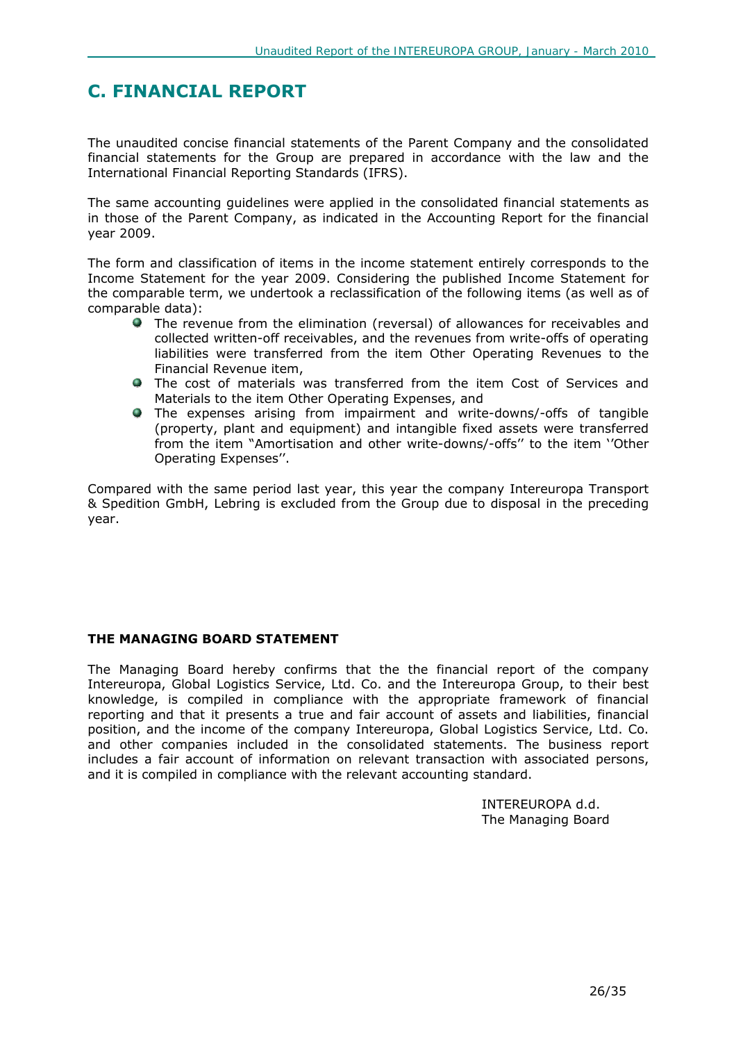# C. FINANCIAL REPORT

The unaudited concise financial statements of the Parent Company and the consolidated financial statements for the Group are prepared in accordance with the law and the International Financial Reporting Standards (IFRS).

The same accounting guidelines were applied in the consolidated financial statements as in those of the Parent Company, as indicated in the Accounting Report for the financial year 2009.

The form and classification of items in the income statement entirely corresponds to the Income Statement for the year 2009. Considering the published Income Statement for the comparable term, we undertook a reclassification of the following items (as well as of comparable data):

- The revenue from the elimination (reversal) of allowances for receivables and collected written-off receivables, and the revenues from write-offs of operating liabilities were transferred from the item Other Operating Revenues to the Financial Revenue item,
- The cost of materials was transferred from the item Cost of Services and Materials to the item Other Operating Expenses, and
- The expenses arising from impairment and write-downs/-offs of tangible (property, plant and equipment) and intangible fixed assets were transferred from the item "Amortisation and other write-downs/-offs'' to the item ''Other Operating Expenses''.

Compared with the same period last year, this year the company Intereuropa Transport & Spedition GmbH, Lebring is excluded from the Group due to disposal in the preceding year.

**THE MANAGING BOARD STATEMENT**

The Managing Board hereby confirms that the the financial report of the company Intereuropa, Global Logistics Service, Ltd. Co. and the Intereuropa Group, to their best knowledge, is compiled in compliance with the appropriate framework of financial reporting and that it presents a true and fair account of assets and liabilities, financial position, and the income of the company Intereuropa, Global Logistics Service, Ltd. Co. and other companies included in the consolidated statements. The business report includes a fair account of information on relevant transaction with associated persons, and it is compiled in compliance with the relevant accounting standard.

INTEREUROPA d.d.
The Managing Board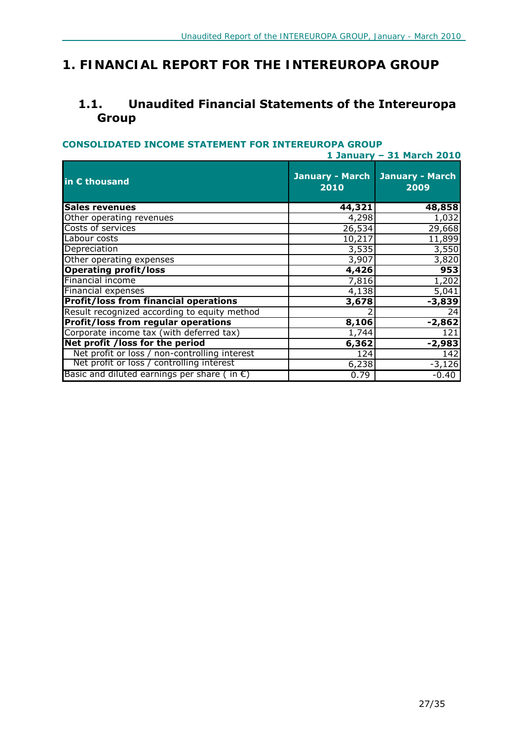# 1. FINANCIAL REPORT FOR THE INTEREUROPA GROUP

## 1.1. Unaudited Financial Statements of the Intereuropa Group

**CONSOLIDATED INCOME STATEMENT FOR INTEREUROPA GROUP**

**1 January – 31 March 2010**

| in € thousand | January - March 2010 | January - March 2009 |
|---|---|---|
| **Sales revenues** | **44,321** | **48,858** |
| Other operating revenues | 4,298 | 1,032 |
| Costs of services | 26,534 | 29,668 |
| Labour costs | 10,217 | 11,899 |
| Depreciation | 3,535 | 3,550 |
| Other operating expenses | 3,907 | 3,820 |
| **Operating profit/loss** | **4,426** | **953** |
| Financial income | 7,816 | 1,202 |
| Financial expenses | 4,138 | 5,041 |
| **Profit/loss from financial operations** | **3,678** | **-3,839** |
| Result recognized according to equity method | 2 | 24 |
| **Profit/loss from regular operations** | **8,106** | **-2,862** |
| Corporate income tax (with deferred tax) | 1,744 | 121 |
| **Net profit /loss for the period** | **6,362** | **-2,983** |
| Net profit or loss / non-controlling interest | 124 | 142 |
| Net profit or loss / controlling interest | 6,238 | -3,126 |
| Basic and diluted earnings per share ( in €) | 0.79 | -0.40 |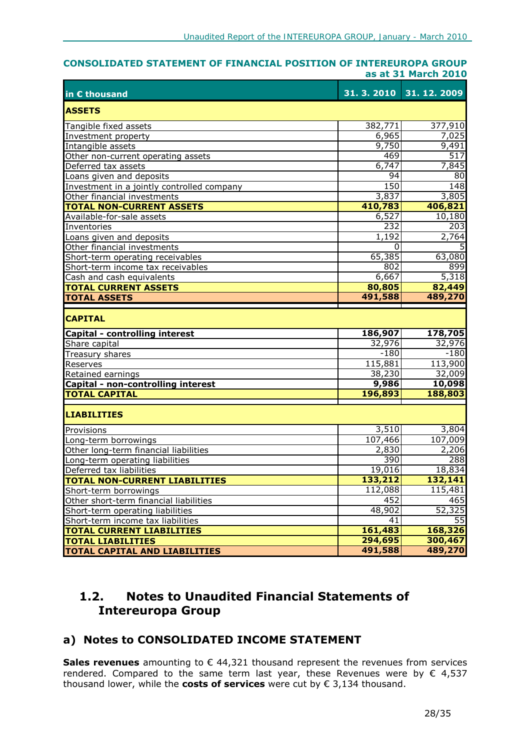**CONSOLIDATED STATEMENT OF FINANCIAL POSITION OF INTEREUROPA GROUP as at 31 March 2010**

| in € thousand | 31. 3. 2010 | 31. 12. 2009 |
|---|---|---|
| **ASSETS** | | |
| Tangible fixed assets | 382,771 | 377,910 |
| Investment property | 6,965 | 7,025 |
| Intangible assets | 9,750 | 9,491 |
| Other non-current operating assets | 469 | 517 |
| Deferred tax assets | 6,747 | 7,845 |
| Loans given and deposits | 94 | 80 |
| Investment in a jointly controlled company | 150 | 148 |
| Other financial investments | 3,837 | 3,805 |
| **TOTAL NON-CURRENT ASSETS** | **410,783** | **406,821** |
| Available-for-sale assets | 6,527 | 10,180 |
| Inventories | 232 | 203 |
| Loans given and deposits | 1,192 | 2,764 |
| Other financial investments | 0 | 5 |
| Short-term operating receivables | 65,385 | 63,080 |
| Short-term income tax receivables | 802 | 899 |
| Cash and cash equivalents | 6,667 | 5,318 |
| **TOTAL CURRENT ASSETS** | **80,805** | **82,449** |
| **TOTAL ASSETS** | **491,588** | **489,270** |
| **CAPITAL** | | |
| **Capital - controlling interest** | **186,907** | **178,705** |
| Share capital | 32,976 | 32,976 |
| Treasury shares | -180 | -180 |
| Reserves | 115,881 | 113,900 |
| Retained earnings | 38,230 | 32,009 |
| **Capital - non-controlling interest** | **9,986** | **10,098** |
| **TOTAL CAPITAL** | **196,893** | **188,803** |
| **LIABILITIES** | | |
| Provisions | 3,510 | 3,804 |
| Long-term borrowings | 107,466 | 107,009 |
| Other long-term financial liabilities | 2,830 | 2,206 |
| Long-term operating liabilities | 390 | 288 |
| Deferred tax liabilities | 19,016 | 18,834 |
| **TOTAL NON-CURRENT LIABILITIES** | **133,212** | **132,141** |
| Short-term borrowings | 112,088 | 115,481 |
| Other short-term financial liabilities | 452 | 465 |
| Short-term operating liabilities | 48,902 | 52,325 |
| Short-term income tax liabilities | 41 | 55 |
| **TOTAL CURRENT LIABILITIES** | **161,483** | **168,326** |
| **TOTAL LIABILITIES** | **294,695** | **300,467** |
| **TOTAL CAPITAL AND LIABILITIES** | **491,588** | **489,270** |

## 1.2. Notes to Unaudited Financial Statements of Intereuropa Group

### a) Notes to CONSOLIDATED INCOME STATEMENT

**Sales revenues** amounting to € 44,321 thousand represent the revenues from services rendered. Compared to the same term last year, these Revenues were by € 4,537 thousand lower, while the **costs of services** were cut by € 3,134 thousand.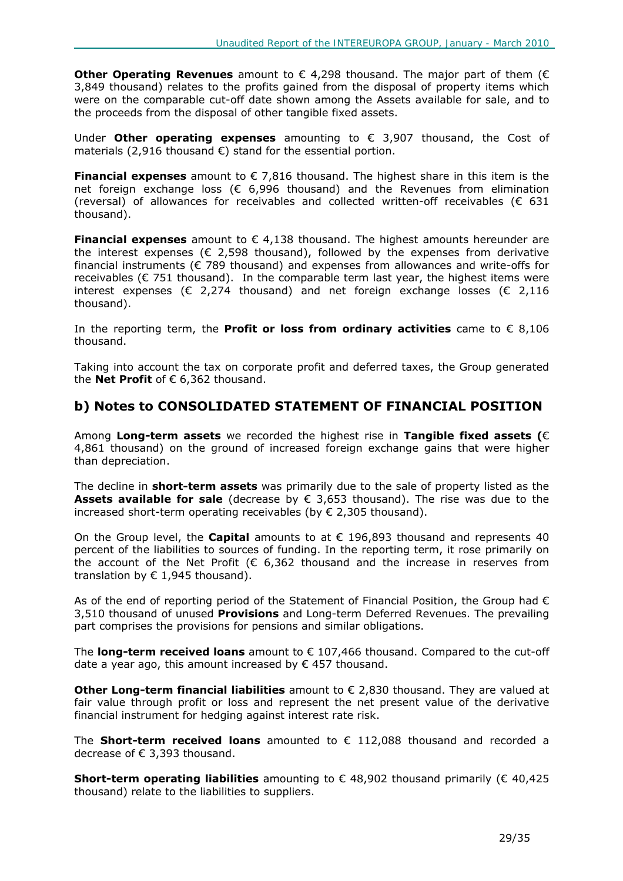**Other Operating Revenues** amount to € 4,298 thousand. The major part of them (€ 3,849 thousand) relates to the profits gained from the disposal of property items which were on the comparable cut-off date shown among the Assets available for sale, and to the proceeds from the disposal of other tangible fixed assets.

Under **Other operating expenses** amounting to € 3,907 thousand, the Cost of materials (2,916 thousand €) stand for the essential portion.

**Financial expenses** amount to € 7,816 thousand. The highest share in this item is the net foreign exchange loss (€ 6,996 thousand) and the Revenues from elimination (reversal) of allowances for receivables and collected written-off receivables (€ 631 thousand).

**Financial expenses** amount to € 4,138 thousand. The highest amounts hereunder are the interest expenses (€ 2,598 thousand), followed by the expenses from derivative financial instruments (€ 789 thousand) and expenses from allowances and write-offs for receivables (€ 751 thousand). In the comparable term last year, the highest items were interest expenses (€ 2,274 thousand) and net foreign exchange losses (€ 2,116 thousand).

In the reporting term, the **Profit or loss from ordinary activities** came to € 8,106 thousand.

Taking into account the tax on corporate profit and deferred taxes, the Group generated the **Net Profit** of € 6,362 thousand.

## b) Notes to CONSOLIDATED STATEMENT OF FINANCIAL POSITION

Among **Long-term assets** we recorded the highest rise in **Tangible fixed assets (**€ 4,861 thousand) on the ground of increased foreign exchange gains that were higher than depreciation.

The decline in **short-term assets** was primarily due to the sale of property listed as the **Assets available for sale** (decrease by € 3,653 thousand). The rise was due to the increased short-term operating receivables (by € 2,305 thousand).

On the Group level, the **Capital** amounts to at € 196,893 thousand and represents 40 percent of the liabilities to sources of funding. In the reporting term, it rose primarily on the account of the Net Profit (€ 6,362 thousand and the increase in reserves from translation by € 1,945 thousand).

As of the end of reporting period of the Statement of Financial Position, the Group had € 3,510 thousand of unused **Provisions** and Long-term Deferred Revenues. The prevailing part comprises the provisions for pensions and similar obligations.

The **long-term received loans** amount to € 107,466 thousand. Compared to the cut-off date a year ago, this amount increased by € 457 thousand.

**Other Long-term financial liabilities** amount to € 2,830 thousand. They are valued at fair value through profit or loss and represent the net present value of the derivative financial instrument for hedging against interest rate risk.

The **Short-term received loans** amounted to € 112,088 thousand and recorded a decrease of € 3,393 thousand.

**Short-term operating liabilities** amounting to € 48,902 thousand primarily (€ 40,425 thousand) relate to the liabilities to suppliers.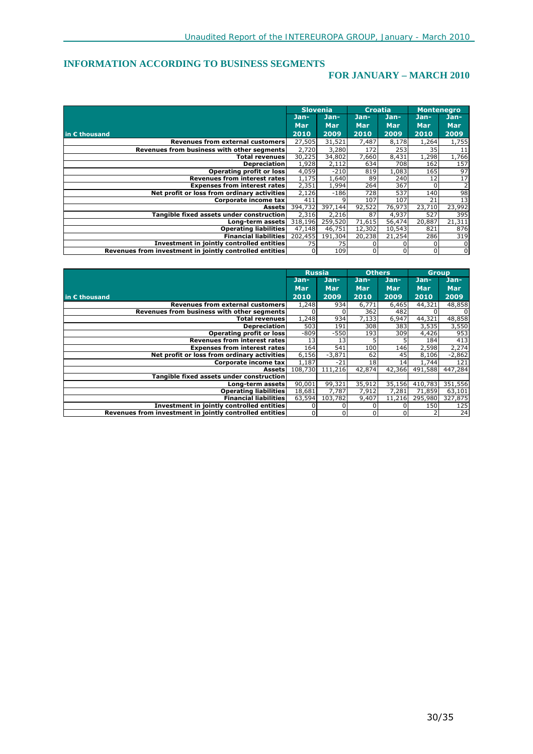## INFORMATION ACCORDING TO BUSINESS SEGMENTS

### FOR JANUARY – MARCH 2010

| in € thousand | Slovenia | | Croatia | | Montenegro | |
|---|---|---|---|---|---|---|
| | Jan-Mar 2010 | Jan-Mar 2009 | Jan-Mar 2010 | Jan-Mar 2009 | Jan-Mar 2010 | Jan-Mar 2009 |
| Revenues from external customers | 27,505 | 31,521 | 7,487 | 8,178 | 1,264 | 1,755 |
| Revenues from business with other segments | 2,720 | 3,280 | 172 | 253 | 35 | 11 |
| Total revenues | 30,225 | 34,802 | 7,660 | 8,431 | 1,298 | 1,766 |
| Depreciation | 1,928 | 2,112 | 634 | 708 | 162 | 157 |
| Operating profit or loss | 4,059 | -210 | 819 | 1,083 | 165 | 97 |
| Revenues from interest rates | 1,175 | 1,640 | 89 | 240 | 12 | 17 |
| Expenses from interest rates | 2,351 | 1,994 | 264 | 367 | 0 | 2 |
| Net profit or loss from ordinary activities | 2,126 | -186 | 728 | 537 | 140 | 98 |
| Corporate income tax | 411 | 9 | 107 | 107 | 21 | 13 |
| Assets | 394,732 | 397,144 | 92,522 | 76,973 | 23,710 | 23,992 |
| Tangible fixed assets under construction | 2,316 | 2,216 | 87 | 4,937 | 527 | 395 |
| Long-term assets | 318,196 | 259,520 | 71,615 | 56,474 | 20,887 | 21,311 |
| Operating liabilities | 47,148 | 46,751 | 12,302 | 10,543 | 821 | 876 |
| Financial liabilities | 202,455 | 191,304 | 20,238 | 21,254 | 286 | 319 |
| Investment in jointly controlled entities | 75 | 75 | 0 | 0 | 0 | 0 |
| Revenues from investment in jointly controlled entities | 0 | 109 | 0 | 0 | 0 | 0 |

| in € thousand | Russia | | Others | | Group | |
|---|---|---|---|---|---|---|
| | Jan-Mar 2010 | Jan-Mar 2009 | Jan-Mar 2010 | Jan-Mar 2009 | Jan-Mar 2010 | Jan-Mar 2009 |
| Revenues from external customers | 1,248 | 934 | 6,771 | 6,465 | 44,321 | 48,858 |
| Revenues from business with other segments | 0 | 0 | 362 | 482 | 0 | 0 |
| Total revenues | 1,248 | 934 | 7,133 | 6,947 | 44,321 | 48,858 |
| Depreciation | 503 | 191 | 308 | 383 | 3,535 | 3,550 |
| Operating profit or loss | -809 | -550 | 193 | 309 | 4,426 | 953 |
| Revenues from interest rates | 13 | 13 | 5 | 5 | 184 | 413 |
| Expenses from interest rates | 164 | 541 | 100 | 146 | 2,598 | 2,274 |
| Net profit or loss from ordinary activities | 6,156 | -3,871 | 62 | 45 | 8,106 | -2,862 |
| Corporate income tax | 1,187 | -21 | 18 | 14 | 1,744 | 121 |
| Assets | 108,730 | 111,216 | 42,874 | 42,366 | 491,588 | 447,284 |
| Tangible fixed assets under construction | | | | | | |
| Long-term assets | 90,001 | 99,321 | 35,912 | 35,156 | 410,783 | 351,556 |
| Operating liabilities | 18,681 | 7,787 | 7,912 | 7,281 | 71,859 | 63,101 |
| Financial liabilities | 63,594 | 103,782 | 9,407 | 11,216 | 295,980 | 327,875 |
| Investment in jointly controlled entities | 0 | 0 | 0 | 0 | 150 | 125 |
| Revenues from investment in jointly controlled entities | 0 | 0 | 0 | 0 | 2 | 24 |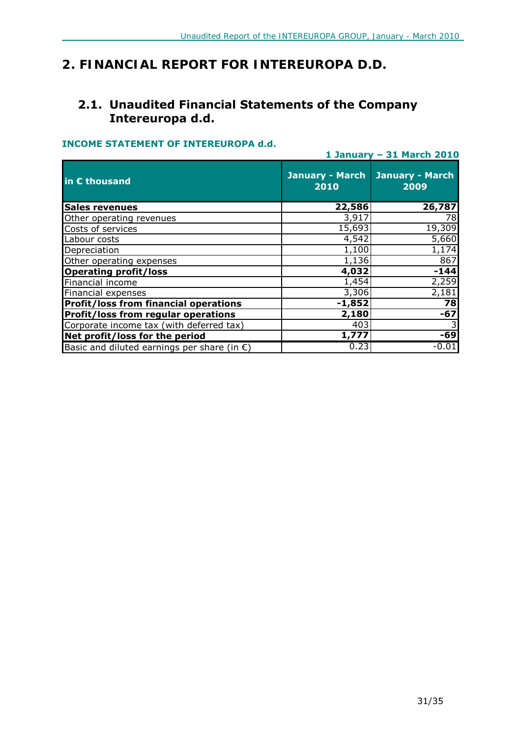# 2. FINANCIAL REPORT FOR INTEREUROPA D.D.

## 2.1. Unaudited Financial Statements of the Company Intereuropa d.d.

### INCOME STATEMENT OF INTEREUROPA d.d.

**1 January – 31 March 2010**

| in € thousand | January - March 2010 | January - March 2009 |
|---|---|---|
| **Sales revenues** | **22,586** | **26,787** |
| Other operating revenues | 3,917 | 78 |
| Costs of services | 15,693 | 19,309 |
| Labour costs | 4,542 | 5,660 |
| Depreciation | 1,100 | 1,174 |
| Other operating expenses | 1,136 | 867 |
| **Operating profit/loss** | **4,032** | **-144** |
| Financial income | 1,454 | 2,259 |
| Financial expenses | 3,306 | 2,181 |
| **Profit/loss from financial operations** | **-1,852** | **78** |
| **Profit/loss from regular operations** | **2,180** | **-67** |
| Corporate income tax (with deferred tax) | 403 | 3 |
| **Net profit/loss for the period** | **1,777** | **-69** |
| Basic and diluted earnings per share (in €) | 0.23 | -0.01 |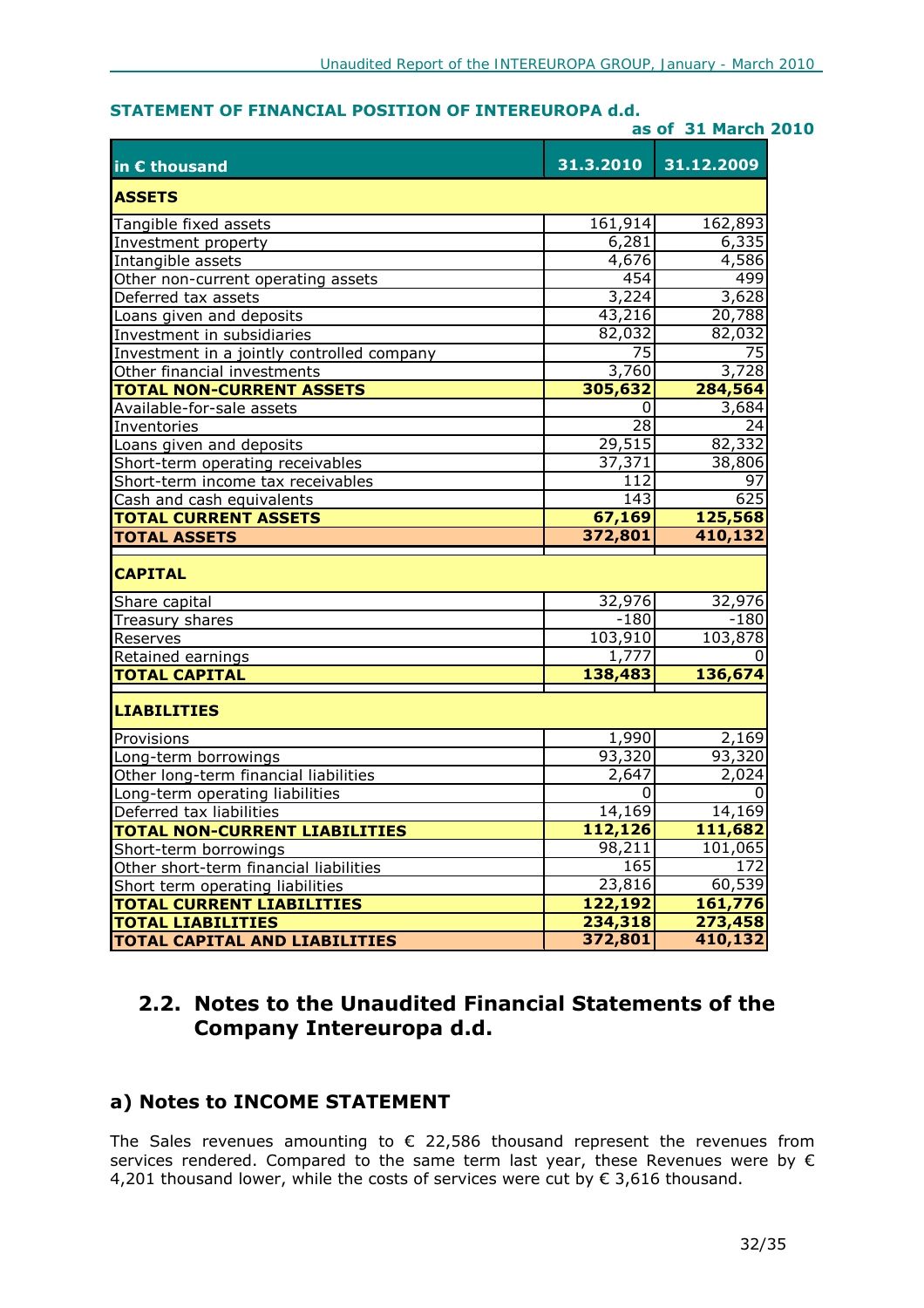**STATEMENT OF FINANCIAL POSITION OF INTEREUROPA d.d.**

**as of 31 March 2010**

| in € thousand | 31.3.2010 | 31.12.2009 |
|---|---|---|
| **ASSETS** | | |
| Tangible fixed assets | 161,914 | 162,893 |
| Investment property | 6,281 | 6,335 |
| Intangible assets | 4,676 | 4,586 |
| Other non-current operating assets | 454 | 499 |
| Deferred tax assets | 3,224 | 3,628 |
| Loans given and deposits | 43,216 | 20,788 |
| Investment in subsidiaries | 82,032 | 82,032 |
| Investment in a jointly controlled company | 75 | 75 |
| Other financial investments | 3,760 | 3,728 |
| **TOTAL NON-CURRENT ASSETS** | **305,632** | **284,564** |
| Available-for-sale assets | 0 | 3,684 |
| Inventories | 28 | 24 |
| Loans given and deposits | 29,515 | 82,332 |
| Short-term operating receivables | 37,371 | 38,806 |
| Short-term income tax receivables | 112 | 97 |
| Cash and cash equivalents | 143 | 625 |
| **TOTAL CURRENT ASSETS** | **67,169** | **125,568** |
| **TOTAL ASSETS** | **372,801** | **410,132** |
| **CAPITAL** | | |
| Share capital | 32,976 | 32,976 |
| Treasury shares | -180 | -180 |
| Reserves | 103,910 | 103,878 |
| Retained earnings | 1,777 | 0 |
| **TOTAL CAPITAL** | **138,483** | **136,674** |
| **LIABILITIES** | | |
| Provisions | 1,990 | 2,169 |
| Long-term borrowings | 93,320 | 93,320 |
| Other long-term financial liabilities | 2,647 | 2,024 |
| Long-term operating liabilities | 0 | 0 |
| Deferred tax liabilities | 14,169 | 14,169 |
| **TOTAL NON-CURRENT LIABILITIES** | **112,126** | **111,682** |
| Short-term borrowings | 98,211 | 101,065 |
| Other short-term financial liabilities | 165 | 172 |
| Short term operating liabilities | 23,816 | 60,539 |
| **TOTAL CURRENT LIABILITIES** | **122,192** | **161,776** |
| **TOTAL LIABILITIES** | **234,318** | **273,458** |
| **TOTAL CAPITAL AND LIABILITIES** | **372,801** | **410,132** |

## 2.2. Notes to the Unaudited Financial Statements of the Company Intereuropa d.d.

### a) Notes to INCOME STATEMENT

The Sales revenues amounting to € 22,586 thousand represent the revenues from services rendered. Compared to the same term last year, these Revenues were by € 4,201 thousand lower, while the costs of services were cut by € 3,616 thousand.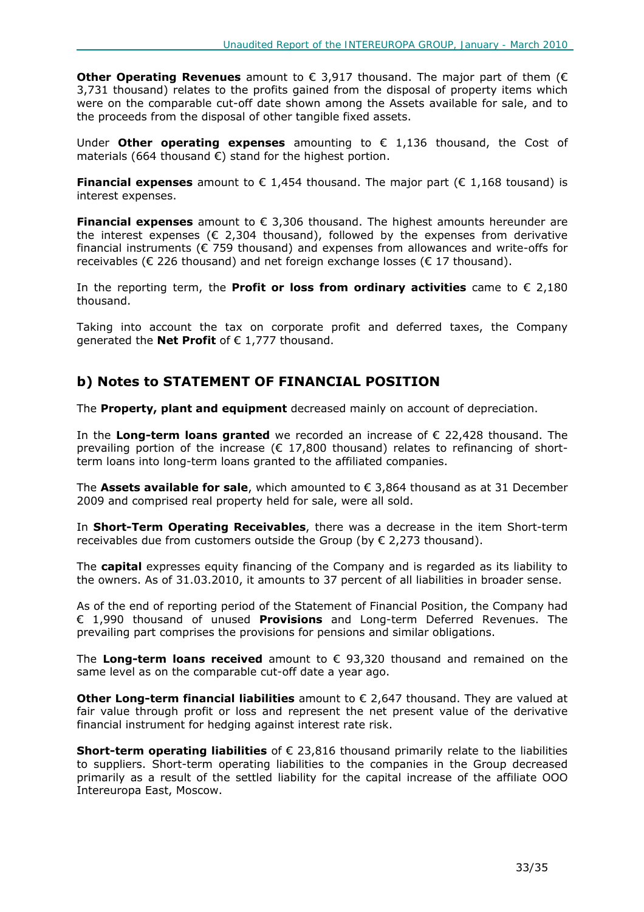**Other Operating Revenues** amount to € 3,917 thousand. The major part of them (€ 3,731 thousand) relates to the profits gained from the disposal of property items which were on the comparable cut-off date shown among the Assets available for sale, and to the proceeds from the disposal of other tangible fixed assets.

Under **Other operating expenses** amounting to € 1,136 thousand, the Cost of materials (664 thousand €) stand for the highest portion.

**Financial expenses** amount to € 1,454 thousand. The major part (€ 1,168 tousand) is interest expenses.

**Financial expenses** amount to € 3,306 thousand. The highest amounts hereunder are the interest expenses (€ 2,304 thousand), followed by the expenses from derivative financial instruments (€ 759 thousand) and expenses from allowances and write-offs for receivables (€ 226 thousand) and net foreign exchange losses (€ 17 thousand).

In the reporting term, the **Profit or loss from ordinary activities** came to € 2,180 thousand.

Taking into account the tax on corporate profit and deferred taxes, the Company generated the **Net Profit** of € 1,777 thousand.

## b) Notes to STATEMENT OF FINANCIAL POSITION

The **Property, plant and equipment** decreased mainly on account of depreciation.

In the **Long-term loans granted** we recorded an increase of € 22,428 thousand. The prevailing portion of the increase (€ 17,800 thousand) relates to refinancing of short-term loans into long-term loans granted to the affiliated companies.

The **Assets available for sale**, which amounted to € 3,864 thousand as at 31 December 2009 and comprised real property held for sale, were all sold.

In **Short-Term Operating Receivables**, there was a decrease in the item Short-term receivables due from customers outside the Group (by € 2,273 thousand).

The **capital** expresses equity financing of the Company and is regarded as its liability to the owners. As of 31.03.2010, it amounts to 37 percent of all liabilities in broader sense.

As of the end of reporting period of the Statement of Financial Position, the Company had € 1,990 thousand of unused **Provisions** and Long-term Deferred Revenues. The prevailing part comprises the provisions for pensions and similar obligations.

The **Long-term loans received** amount to € 93,320 thousand and remained on the same level as on the comparable cut-off date a year ago.

**Other Long-term financial liabilities** amount to € 2,647 thousand. They are valued at fair value through profit or loss and represent the net present value of the derivative financial instrument for hedging against interest rate risk.

**Short-term operating liabilities** of € 23,816 thousand primarily relate to the liabilities to suppliers. Short-term operating liabilities to the companies in the Group decreased primarily as a result of the settled liability for the capital increase of the affiliate OOO Intereuropa East, Moscow.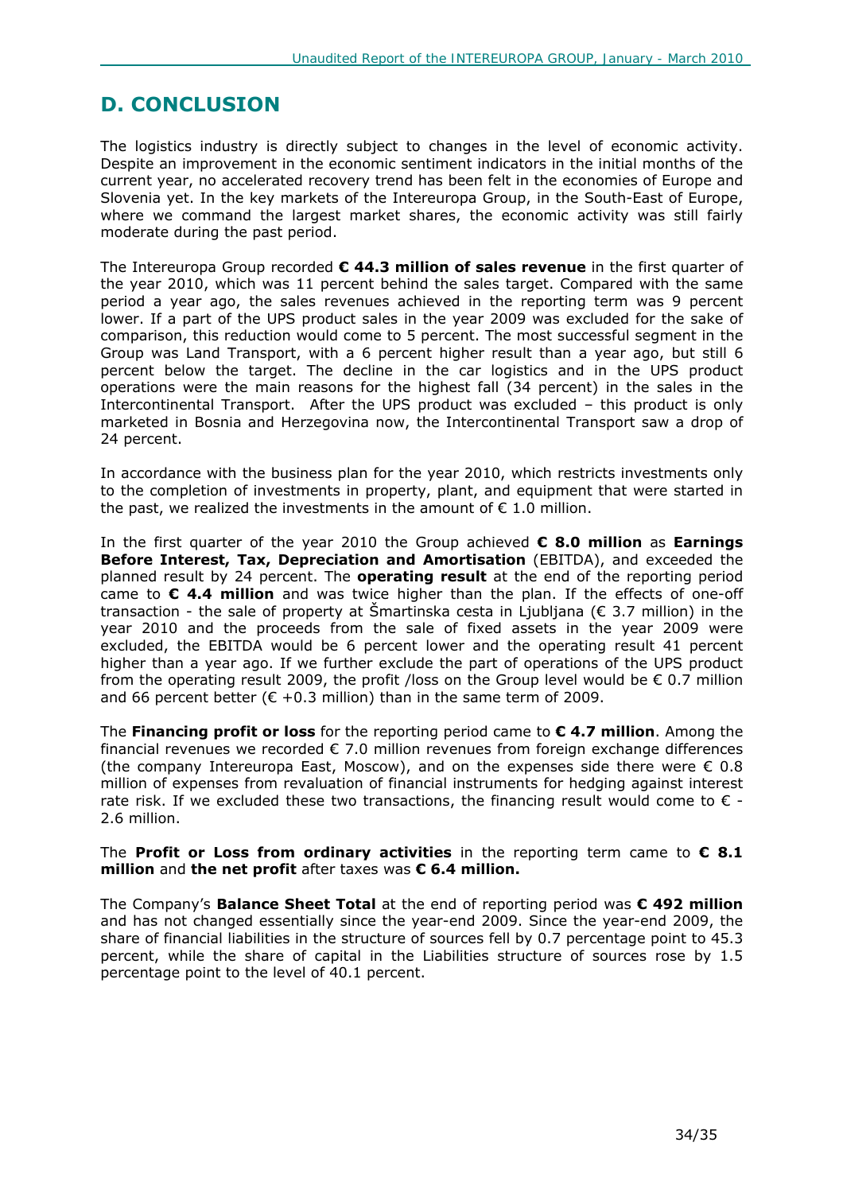# D. CONCLUSION

The logistics industry is directly subject to changes in the level of economic activity. Despite an improvement in the economic sentiment indicators in the initial months of the current year, no accelerated recovery trend has been felt in the economies of Europe and Slovenia yet. In the key markets of the Intereuropa Group, in the South-East of Europe, where we command the largest market shares, the economic activity was still fairly moderate during the past period.

The Intereuropa Group recorded **€ 44.3 million of sales revenue** in the first quarter of the year 2010, which was 11 percent behind the sales target. Compared with the same period a year ago, the sales revenues achieved in the reporting term was 9 percent lower. If a part of the UPS product sales in the year 2009 was excluded for the sake of comparison, this reduction would come to 5 percent. The most successful segment in the Group was Land Transport, with a 6 percent higher result than a year ago, but still 6 percent below the target. The decline in the car logistics and in the UPS product operations were the main reasons for the highest fall (34 percent) in the sales in the Intercontinental Transport. After the UPS product was excluded – this product is only marketed in Bosnia and Herzegovina now, the Intercontinental Transport saw a drop of 24 percent.

In accordance with the business plan for the year 2010, which restricts investments only to the completion of investments in property, plant, and equipment that were started in the past, we realized the investments in the amount of € 1.0 million.

In the first quarter of the year 2010 the Group achieved **€ 8.0 million** as **Earnings Before Interest, Tax, Depreciation and Amortisation** (EBITDA), and exceeded the planned result by 24 percent. The **operating result** at the end of the reporting period came to **€ 4.4 million** and was twice higher than the plan. If the effects of one-off transaction - the sale of property at Šmartinska cesta in Ljubljana (€ 3.7 million) in the year 2010 and the proceeds from the sale of fixed assets in the year 2009 were excluded, the EBITDA would be 6 percent lower and the operating result 41 percent higher than a year ago. If we further exclude the part of operations of the UPS product from the operating result 2009, the profit /loss on the Group level would be € 0.7 million and 66 percent better (€ +0.3 million) than in the same term of 2009.

The **Financing profit or loss** for the reporting period came to **€ 4.7 million**. Among the financial revenues we recorded € 7.0 million revenues from foreign exchange differences (the company Intereuropa East, Moscow), and on the expenses side there were € 0.8 million of expenses from revaluation of financial instruments for hedging against interest rate risk. If we excluded these two transactions, the financing result would come to € -2.6 million.

The **Profit or Loss from ordinary activities** in the reporting term came to **€ 8.1 million** and **the net profit** after taxes was **€ 6.4 million.**

The Company's **Balance Sheet Total** at the end of reporting period was **€ 492 million** and has not changed essentially since the year-end 2009. Since the year-end 2009, the share of financial liabilities in the structure of sources fell by 0.7 percentage point to 45.3 percent, while the share of capital in the Liabilities structure of sources rose by 1.5 percentage point to the level of 40.1 percent.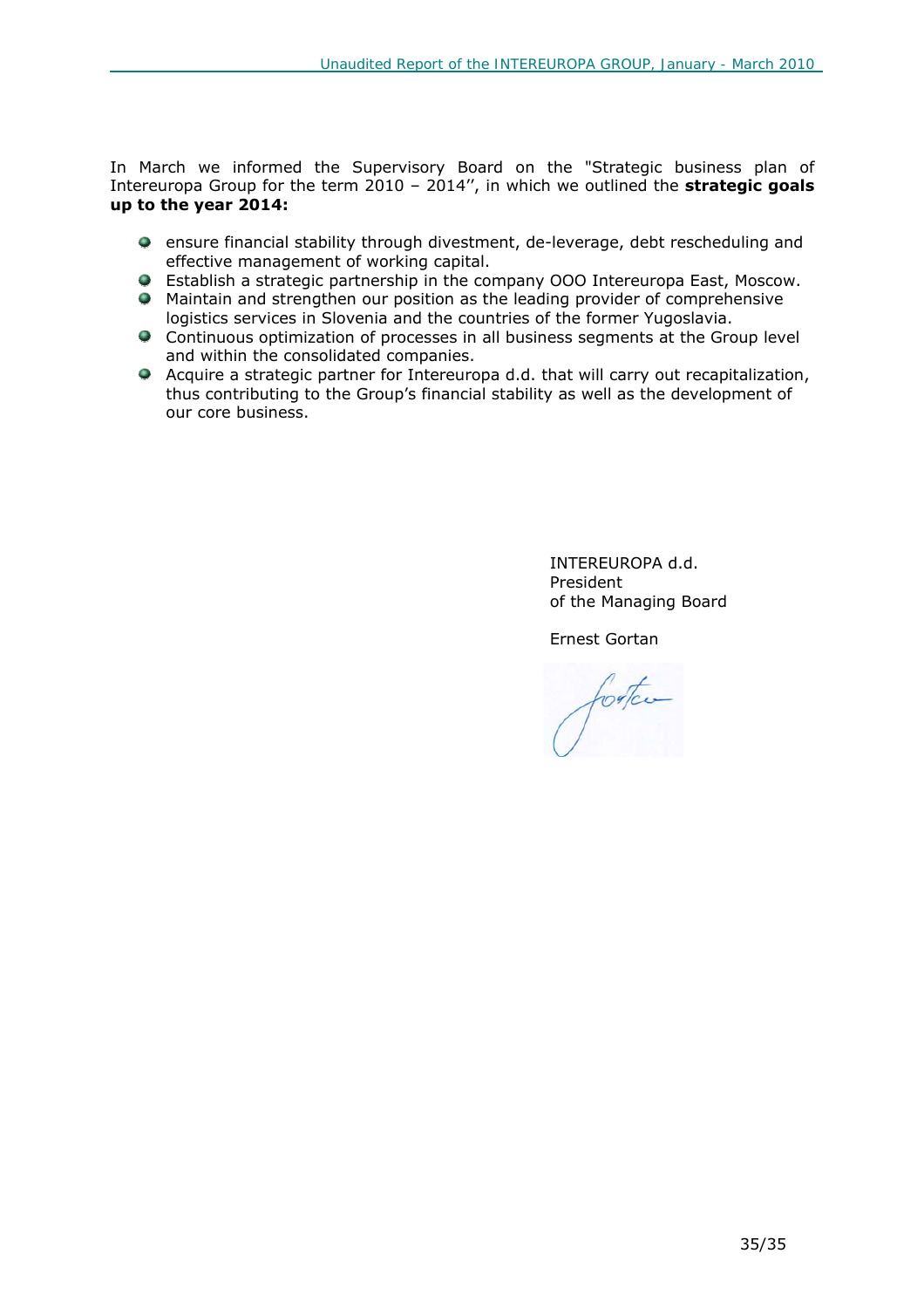In March we informed the Supervisory Board on the "Strategic business plan of Intereuropa Group for the term 2010 – 2014'', in which we outlined the **strategic goals up to the year 2014:**

- ensure financial stability through divestment, de-leverage, debt rescheduling and effective management of working capital.
- Establish a strategic partnership in the company OOO Intereuropa East, Moscow.
- Maintain and strengthen our position as the leading provider of comprehensive logistics services in Slovenia and the countries of the former Yugoslavia.
- Continuous optimization of processes in all business segments at the Group level and within the consolidated companies.
- Acquire a strategic partner for Intereuropa d.d. that will carry out recapitalization, thus contributing to the Group's financial stability as well as the development of our core business.

INTEREUROPA d.d.
President
of the Managing Board

Ernest Gortan